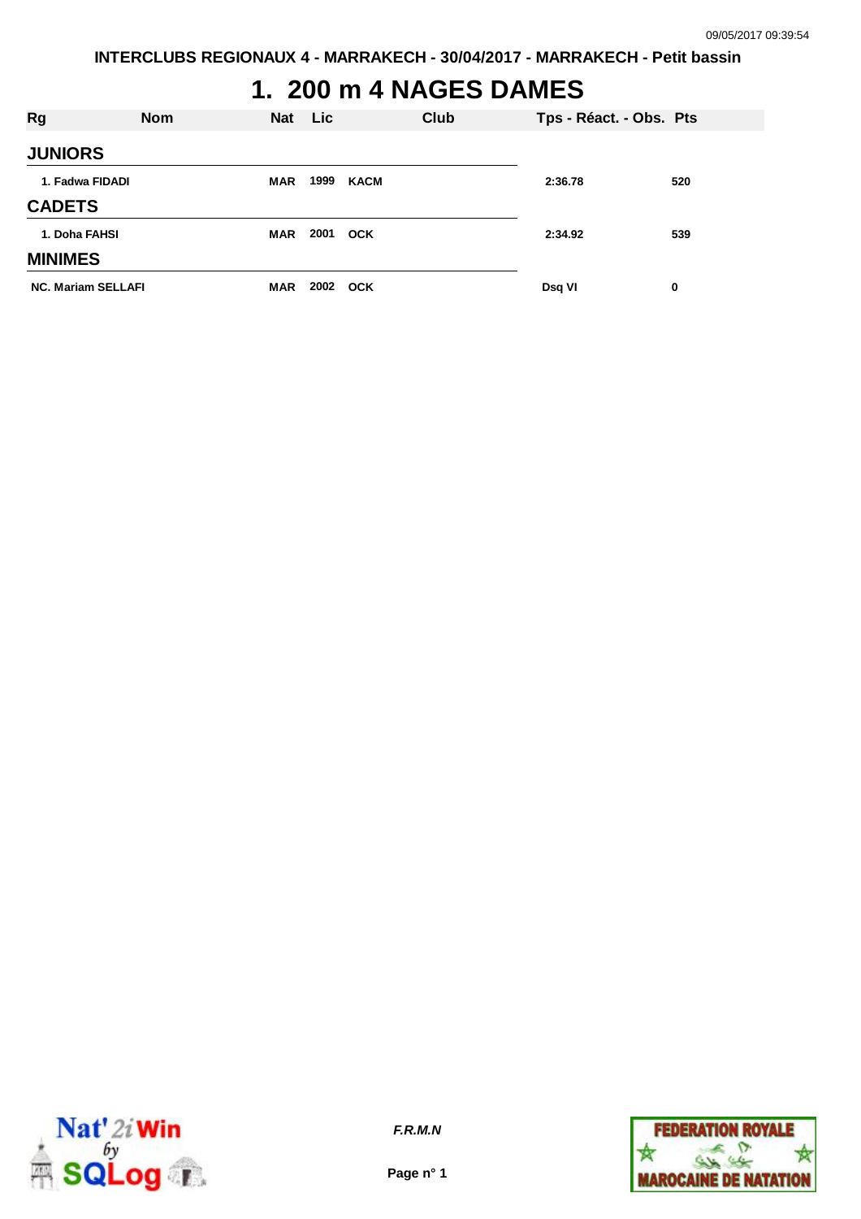INTERCLUBS REGIONAUX 4 - MARRAKECH - 30/04/2017 - MARRAKECH - Petit bassin

# 1. 200 m 4 NAGES DAMES

| Rg | Nom | Nat | Lic | Club | Tps - Réact. - Obs. | Pts |
|---|---|---|---|---|---|---|
| **JUNIORS** | | | | | | |
| 1. | Fadwa FIDADI | MAR | 1999 | KACM | 2:36.78 | 520 |
| **CADETS** | | | | | | |
| 1. | Doha FAHSI | MAR | 2001 | OCK | 2:34.92 | 539 |
| **MINIMES** | | | | | | |
| NC. | Mariam SELLAFI | MAR | 2002 | OCK | Dsq VI | 0 |

*F.R.M.N*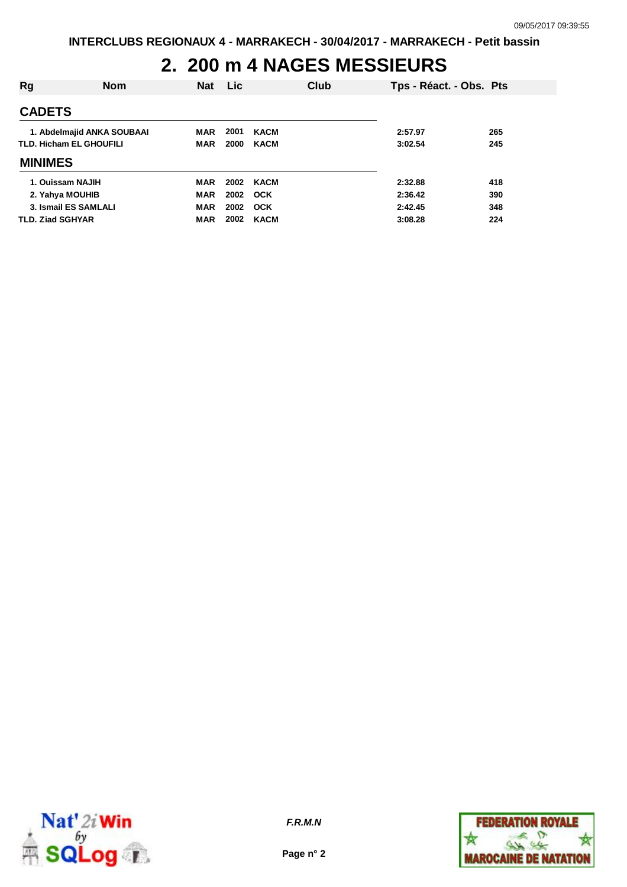# 2. 200 m 4 NAGES MESSIEURS

| Rg | Nom | Nat | Lic | Club | Tps - Réact. - Obs. | Pts |
|---|---|---|---|---|---|---|
| **CADETS** | | | | | | |
| 1. | Abdelmajid ANKA SOUBAAI | MAR | 2001 | KACM | 2:57.97 | 265 |
| TLD. | Hicham EL GHOUFILI | MAR | 2000 | KACM | 3:02.54 | 245 |
| **MINIMES** | | | | | | |
| 1. | Ouissam NAJIH | MAR | 2002 | KACM | 2:32.88 | 418 |
| 2. | Yahya MOUHIB | MAR | 2002 | OCK | 2:36.42 | 390 |
| 3. | Ismail ES SAMLALI | MAR | 2002 | OCK | 2:42.45 | 348 |
| TLD. | Ziad SGHYAR | MAR | 2002 | KACM | 3:08.28 | 224 |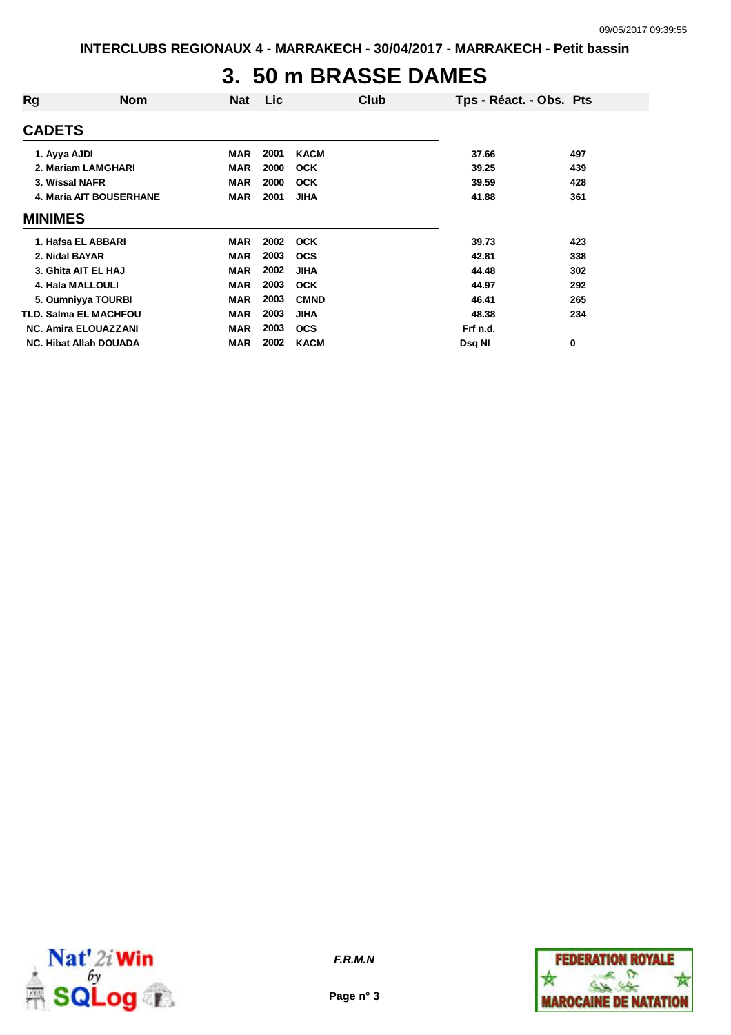INTERCLUBS REGIONAUX 4 - MARRAKECH - 30/04/2017 - MARRAKECH - Petit bassin

# 3. 50 m BRASSE DAMES

| Rg | Nom | Nat | Lic | Club | Tps - Réact. - Obs. | Pts |
|---|---|---|---|---|---|---|
| **CADETS** | | | | | | |
| 1. | Ayya AJDI | MAR | 2001 | KACM | 37.66 | 497 |
| 2. | Mariam LAMGHARI | MAR | 2000 | OCK | 39.25 | 439 |
| 3. | Wissal NAFR | MAR | 2000 | OCK | 39.59 | 428 |
| 4. | Maria AIT BOUSERHANE | MAR | 2001 | JIHA | 41.88 | 361 |
| **MINIMES** | | | | | | |
| 1. | Hafsa EL ABBARI | MAR | 2002 | OCK | 39.73 | 423 |
| 2. | Nidal BAYAR | MAR | 2003 | OCS | 42.81 | 338 |
| 3. | Ghita AIT EL HAJ | MAR | 2002 | JIHA | 44.48 | 302 |
| 4. | Hala MALLOULI | MAR | 2003 | OCK | 44.97 | 292 |
| 5. | Oumniyya TOURBI | MAR | 2003 | CMND | 46.41 | 265 |
| TLD. | Salma EL MACHFOU | MAR | 2003 | JIHA | 48.38 | 234 |
| NC. | Amira ELOUAZZANI | MAR | 2003 | OCS | Frf n.d. | |
| NC. | Hibat Allah DOUADA | MAR | 2002 | KACM | Dsq NI | 0 |

*F.R.M.N*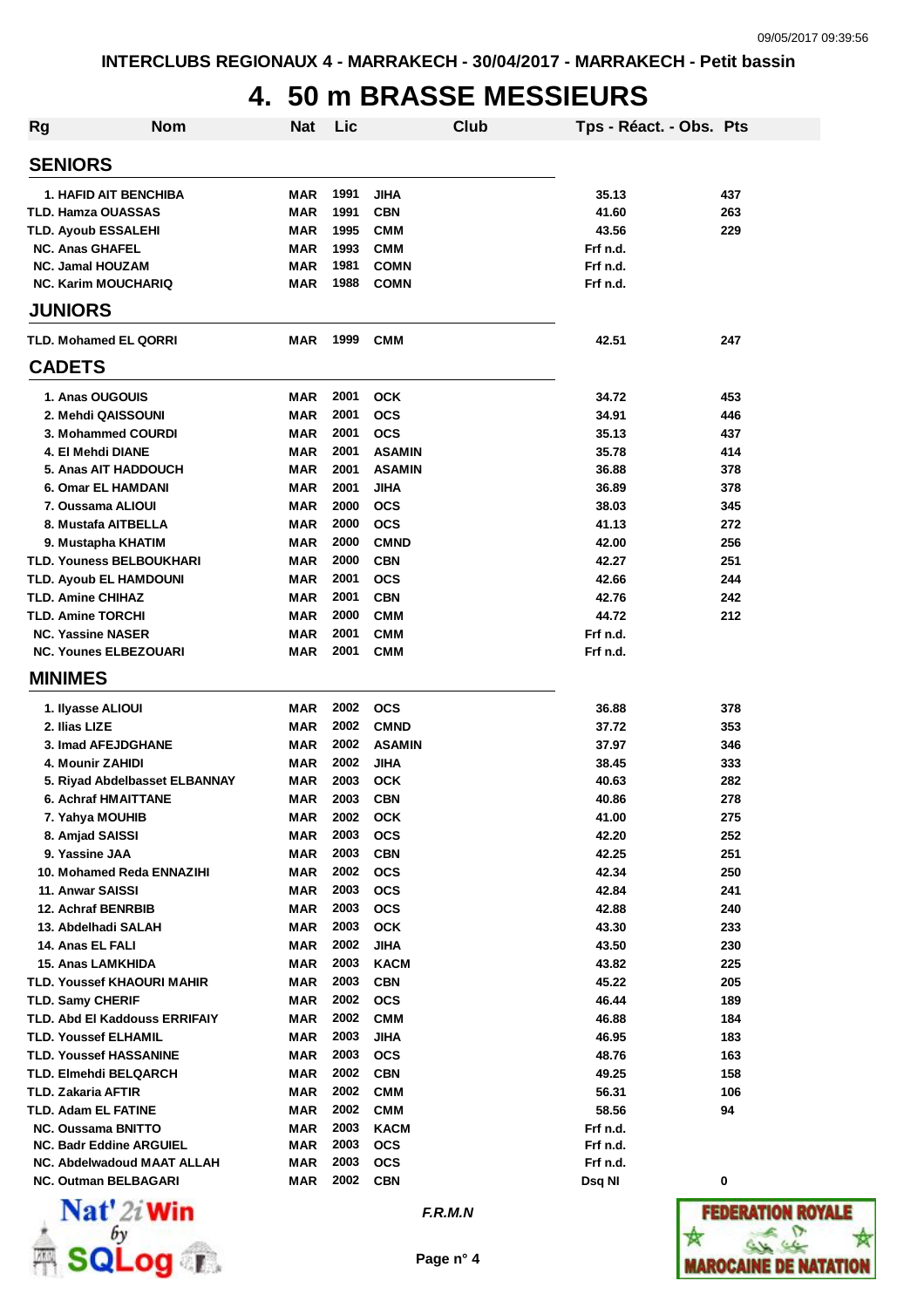INTERCLUBS REGIONAUX 4 - MARRAKECH - 30/04/2017 - MARRAKECH - Petit bassin

# 4. 50 m BRASSE MESSIEURS

| Rg | Nom | Nat | Lic | Club | Tps - Réact. - Obs. | Pts |
|---|---|---|---|---|---|---|
| **SENIORS** | | | | | | |
| 1. | HAFID AIT BENCHIBA | MAR | 1991 | JIHA | 35.13 | 437 |
| TLD. | Hamza OUASSAS | MAR | 1991 | CBN | 41.60 | 263 |
| TLD. | Ayoub ESSALEHI | MAR | 1995 | CMM | 43.56 | 229 |
| NC. | Anas GHAFEL | MAR | 1993 | CMM | Frf n.d. | |
| NC. | Jamal HOUZAM | MAR | 1981 | COMN | Frf n.d. | |
| NC. | Karim MOUCHARIQ | MAR | 1988 | COMN | Frf n.d. | |
| **JUNIORS** | | | | | | |
| TLD. | Mohamed EL QORRI | MAR | 1999 | CMM | 42.51 | 247 |
| **CADETS** | | | | | | |
| 1. | Anas OUGOUIS | MAR | 2001 | OCK | 34.72 | 453 |
| 2. | Mehdi QAISSOUNI | MAR | 2001 | OCS | 34.91 | 446 |
| 3. | Mohammed COURDI | MAR | 2001 | OCS | 35.13 | 437 |
| 4. | El Mehdi DIANE | MAR | 2001 | ASAMIN | 35.78 | 414 |
| 5. | Anas AIT HADDOUCH | MAR | 2001 | ASAMIN | 36.88 | 378 |
| 6. | Omar EL HAMDANI | MAR | 2001 | JIHA | 36.89 | 378 |
| 7. | Oussama ALIOUI | MAR | 2000 | OCS | 38.03 | 345 |
| 8. | Mustafa AITBELLA | MAR | 2000 | OCS | 41.13 | 272 |
| 9. | Mustapha KHATIM | MAR | 2000 | CMND | 42.00 | 256 |
| TLD. | Youness BELBOUKHARI | MAR | 2000 | CBN | 42.27 | 251 |
| TLD. | Ayoub EL HAMDOUNI | MAR | 2001 | OCS | 42.66 | 244 |
| TLD. | Amine CHIHAZ | MAR | 2001 | CBN | 42.76 | 242 |
| TLD. | Amine TORCHI | MAR | 2000 | CMM | 44.72 | 212 |
| NC. | Yassine NASER | MAR | 2001 | CMM | Frf n.d. | |
| NC. | Younes ELBEZOUARI | MAR | 2001 | CMM | Frf n.d. | |
| **MINIMES** | | | | | | |
| 1. | Ilyasse ALIOUI | MAR | 2002 | OCS | 36.88 | 378 |
| 2. | Ilias LIZE | MAR | 2002 | CMND | 37.72 | 353 |
| 3. | Imad AFEJDGHANE | MAR | 2002 | ASAMIN | 37.97 | 346 |
| 4. | Mounir ZAHIDI | MAR | 2002 | JIHA | 38.45 | 333 |
| 5. | Riyad Abdelbasset ELBANNAY | MAR | 2003 | OCK | 40.63 | 282 |
| 6. | Achraf HMAITTANE | MAR | 2003 | CBN | 40.86 | 278 |
| 7. | Yahya MOUHIB | MAR | 2002 | OCK | 41.00 | 275 |
| 8. | Amjad SAISSI | MAR | 2003 | OCS | 42.20 | 252 |
| 9. | Yassine JAA | MAR | 2003 | CBN | 42.25 | 251 |
| 10. | Mohamed Reda ENNAZIHI | MAR | 2002 | OCS | 42.34 | 250 |
| 11. | Anwar SAISSI | MAR | 2003 | OCS | 42.84 | 241 |
| 12. | Achraf BENRBIB | MAR | 2003 | OCS | 42.88 | 240 |
| 13. | Abdelhadi SALAH | MAR | 2003 | OCK | 43.30 | 233 |
| 14. | Anas EL FALI | MAR | 2002 | JIHA | 43.50 | 230 |
| 15. | Anas LAMKHIDA | MAR | 2003 | KACM | 43.82 | 225 |
| TLD. | Youssef KHAOURI MAHIR | MAR | 2003 | CBN | 45.22 | 205 |
| TLD. | Samy CHERIF | MAR | 2002 | OCS | 46.44 | 189 |
| TLD. | Abd El Kaddouss ERRIFAIY | MAR | 2002 | CMM | 46.88 | 184 |
| TLD. | Youssef ELHAMIL | MAR | 2003 | JIHA | 46.95 | 183 |
| TLD. | Youssef HASSANINE | MAR | 2003 | OCS | 48.76 | 163 |
| TLD. | Elmehdi BELQARCH | MAR | 2002 | CBN | 49.25 | 158 |
| TLD. | Zakaria AFTIR | MAR | 2002 | CMM | 56.31 | 106 |
| TLD. | Adam EL FATINE | MAR | 2002 | CMM | 58.56 | 94 |
| NC. | Oussama BNITTO | MAR | 2003 | KACM | Frf n.d. | |
| NC. | Badr Eddine ARGUIEL | MAR | 2003 | OCS | Frf n.d. | |
| NC. | Abdelwadoud MAAT ALLAH | MAR | 2003 | OCS | Frf n.d. | |
| NC. | Outman BELBAGARI | MAR | 2002 | CBN | Dsq NI | 0 |

F.R.M.N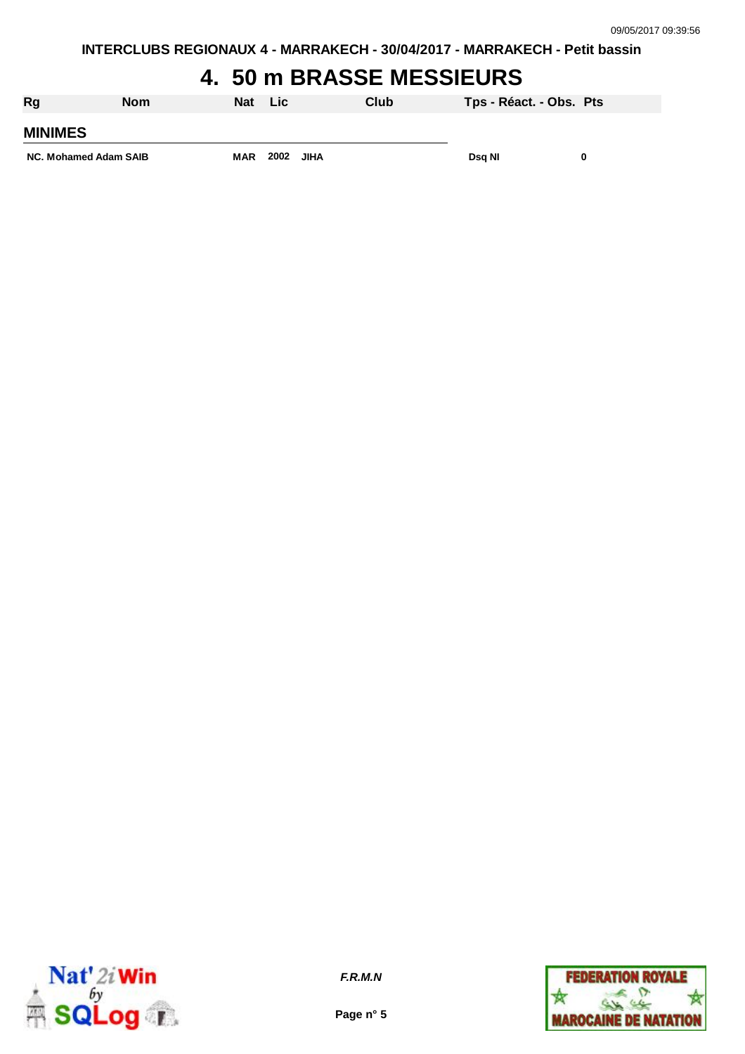# 4. 50 m BRASSE MESSIEURS

| Rg | Nom | Nat | Lic | Club | Tps - Réact. - Obs. | Pts |
|---|---|---|---|---|---|---|
| **MINIMES** | | | | | | |
| NC. | Mohamed Adam SAIB | MAR | 2002 | JIHA | Dsq NI | 0 |

*F.R.M.N*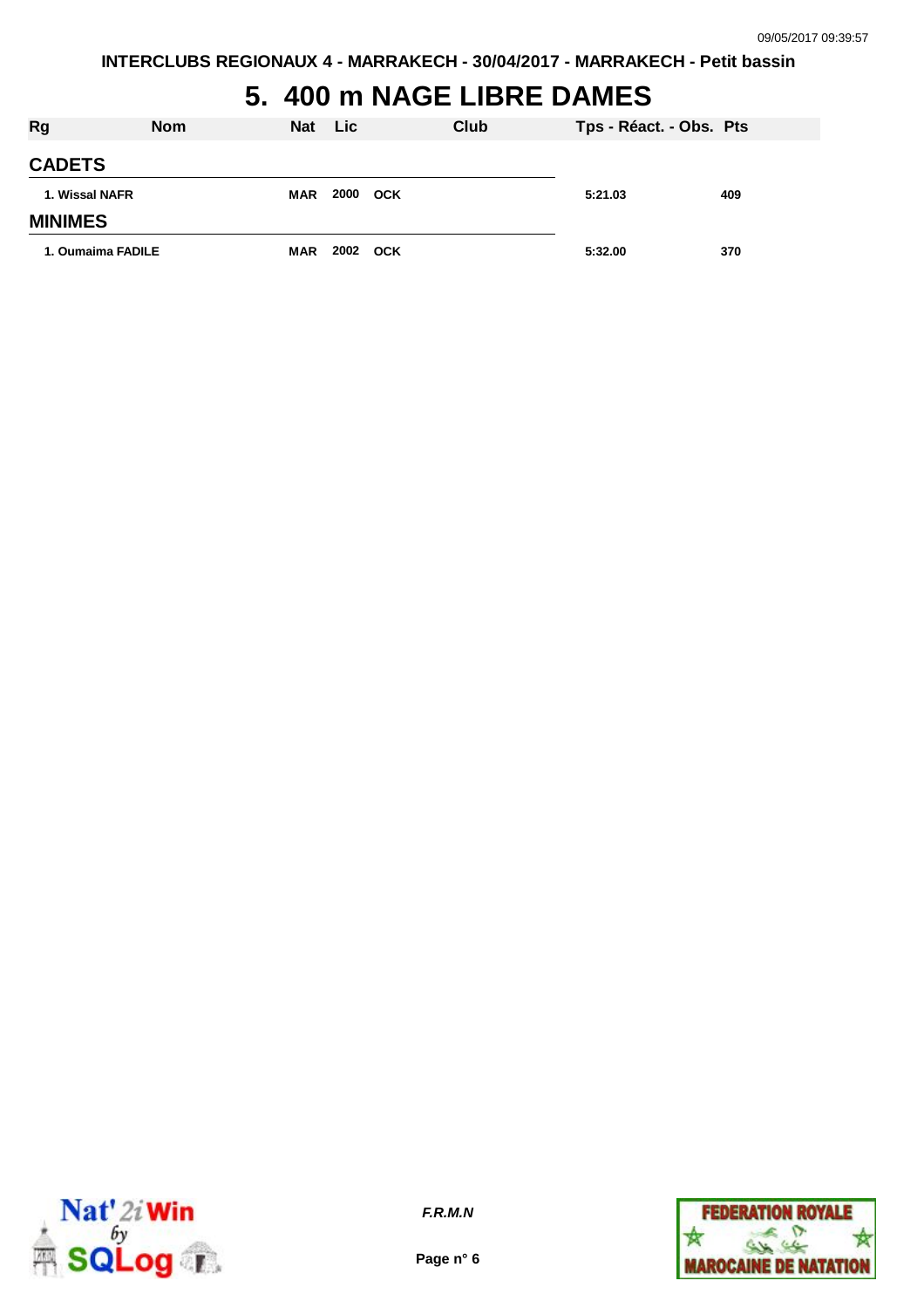# 5. 400 m NAGE LIBRE DAMES

| Rg | Nom | Nat | Lic | Club | Tps - Réact. - Obs. | Pts |
|---|---|---|---|---|---|---|
| **CADETS** | | | | | | |
| 1. | Wissal NAFR | MAR | 2000 | OCK | 5:21.03 | 409 |
| **MINIMES** | | | | | | |
| 1. | Oumaima FADILE | MAR | 2002 | OCK | 5:32.00 | 370 |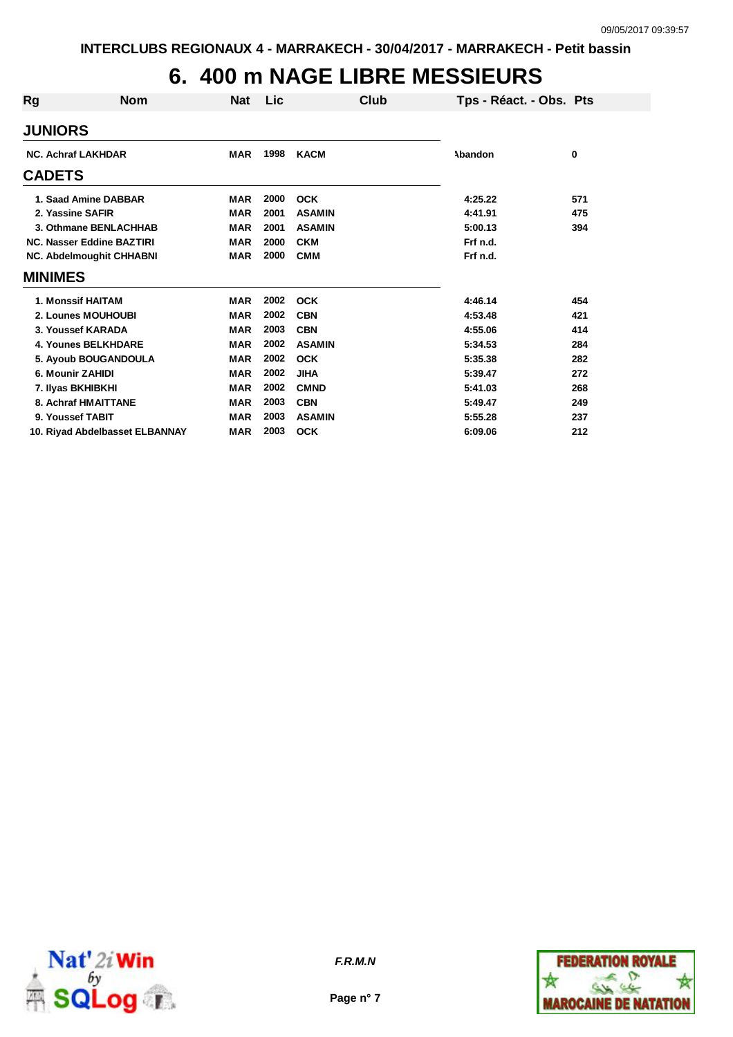INTERCLUBS REGIONAUX 4 - MARRAKECH - 30/04/2017 - MARRAKECH - Petit bassin

# 6. 400 m NAGE LIBRE MESSIEURS

| Rg | Nom | Nat | Lic | Club | Tps - Réact. - Obs. | Pts |
|---|---|---|---|---|---|---|
| **JUNIORS** | | | | | | |
| NC. | Achraf LAKHDAR | MAR | 1998 | KACM | Abandon | 0 |
| **CADETS** | | | | | | |
| 1. | Saad Amine DABBAR | MAR | 2000 | OCK | 4:25.22 | 571 |
| 2. | Yassine SAFIR | MAR | 2001 | ASAMIN | 4:41.91 | 475 |
| 3. | Othmane BENLACHHAB | MAR | 2001 | ASAMIN | 5:00.13 | 394 |
| NC. | Nasser Eddine BAZTIRI | MAR | 2000 | CKM | Frf n.d. | |
| NC. | Abdelmoughit CHHABNI | MAR | 2000 | CMM | Frf n.d. | |
| **MINIMES** | | | | | | |
| 1. | Monssif HAITAM | MAR | 2002 | OCK | 4:46.14 | 454 |
| 2. | Lounes MOUHOUBI | MAR | 2002 | CBN | 4:53.48 | 421 |
| 3. | Youssef KARADA | MAR | 2003 | CBN | 4:55.06 | 414 |
| 4. | Younes BELKHDARE | MAR | 2002 | ASAMIN | 5:34.53 | 284 |
| 5. | Ayoub BOUGANDOULA | MAR | 2002 | OCK | 5:35.38 | 282 |
| 6. | Mounir ZAHIDI | MAR | 2002 | JIHA | 5:39.47 | 272 |
| 7. | Ilyas BKHIBKHI | MAR | 2002 | CMND | 5:41.03 | 268 |
| 8. | Achraf HMAITTANE | MAR | 2003 | CBN | 5:49.47 | 249 |
| 9. | Youssef TABIT | MAR | 2003 | ASAMIN | 5:55.28 | 237 |
| 10. | Riyad Abdelbasset ELBANNAY | MAR | 2003 | OCK | 6:09.06 | 212 |

*F.R.M.N*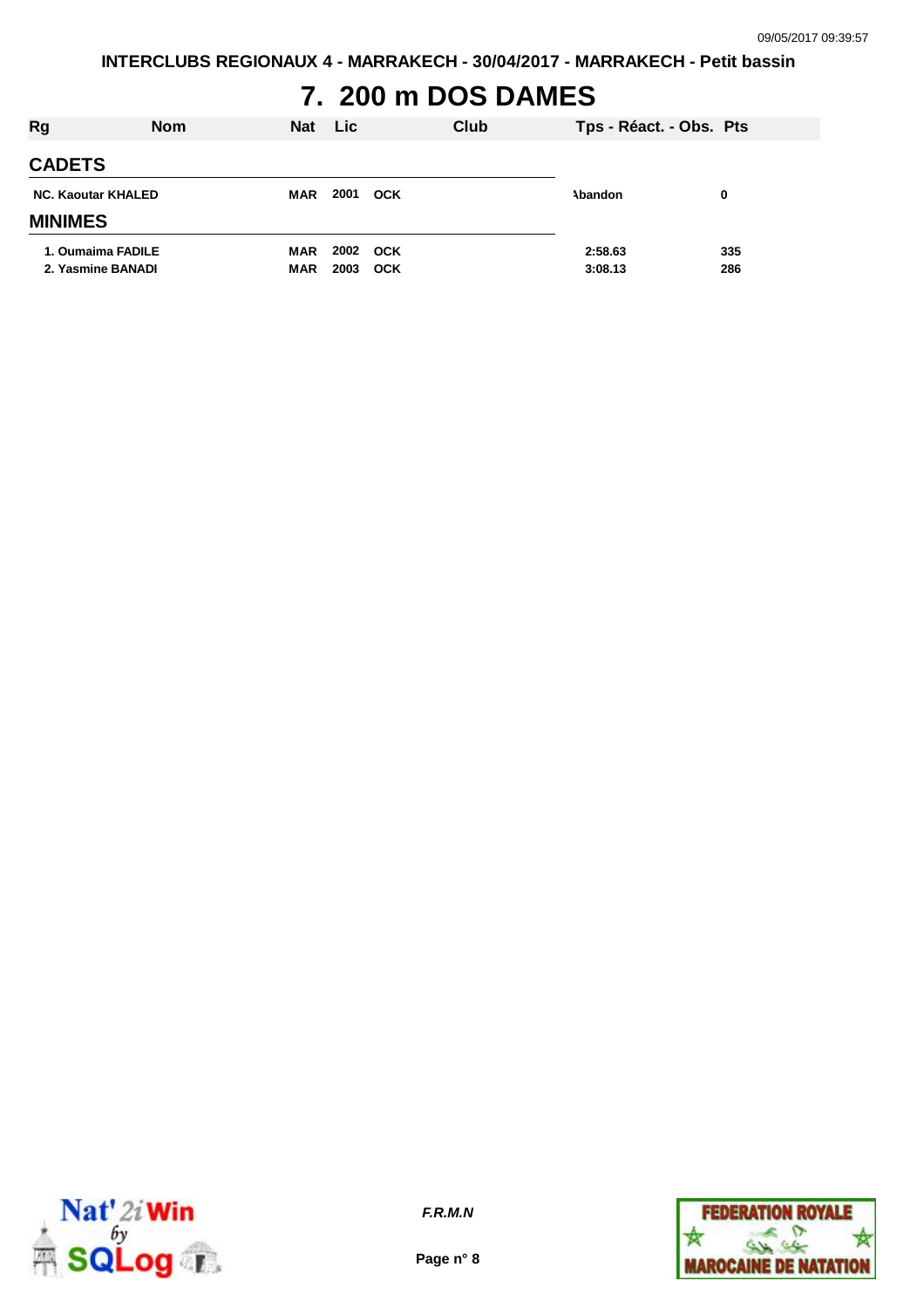# 7. 200 m DOS DAMES

| Rg | Nom | Nat | Lic | Club | Tps - Réact. - Obs. | Pts |
|---|---|---|---|---|---|---|
| **CADETS** | | | | | | |
| NC. | Kaoutar KHALED | MAR | 2001 | OCK | Abandon | 0 |
| **MINIMES** | | | | | | |
| 1. | Oumaima FADILE | MAR | 2002 | OCK | 2:58.63 | 335 |
| 2. | Yasmine BANADI | MAR | 2003 | OCK | 3:08.13 | 286 |

*F.R.M.N*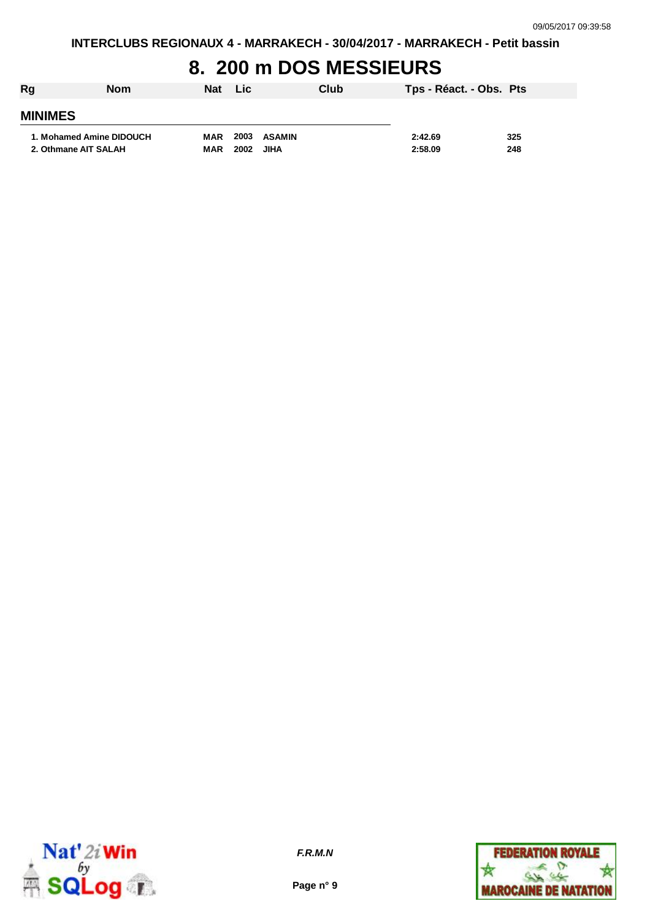# 8. 200 m DOS MESSIEURS

| Rg | Nom | Nat | Lic | Club | Tps - Réact. - Obs. | Pts |
|---|---|---|---|---|---|---|
| **MINIMES** | | | | | | |
| 1. | Mohamed Amine DIDOUCH | MAR | 2003 | ASAMIN | 2:42.69 | 325 |
| 2. | Othmane AIT SALAH | MAR | 2002 | JIHA | 2:58.09 | 248 |

*F.R.M.N*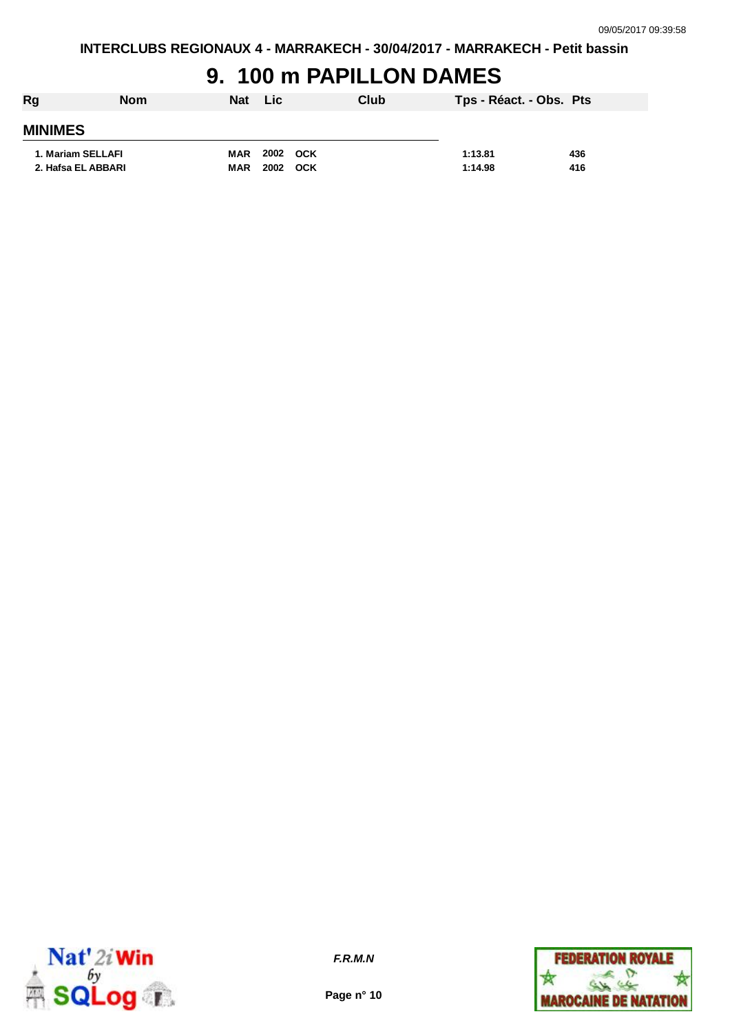# 9. 100 m PAPILLON DAMES

| Rg | Nom | Nat | Lic | Club | Tps - Réact. - Obs. | Pts |
|---|---|---|---|---|---|---|
| **MINIMES** | | | | | | |
| 1. | Mariam SELLAFI | MAR | 2002 | OCK | 1:13.81 | 436 |
| 2. | Hafsa EL ABBARI | MAR | 2002 | OCK | 1:14.98 | 416 |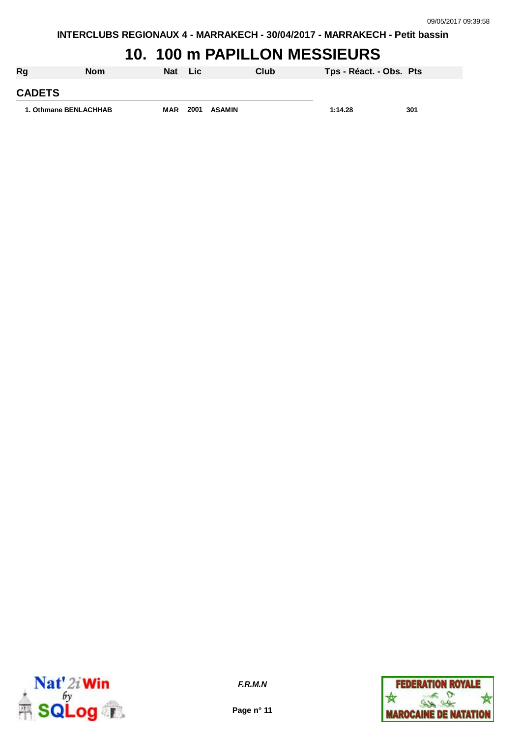# 10. 100 m PAPILLON MESSIEURS

| Rg | Nom | Nat | Lic | Club | Tps - Réact. - Obs. | Pts |
|---|---|---|---|---|---|---|
| **CADETS** | | | | | | |
| 1. | Othmane BENLACHHAB | MAR | 2001 | ASAMIN | 1:14.28 | 301 |

*F.R.M.N*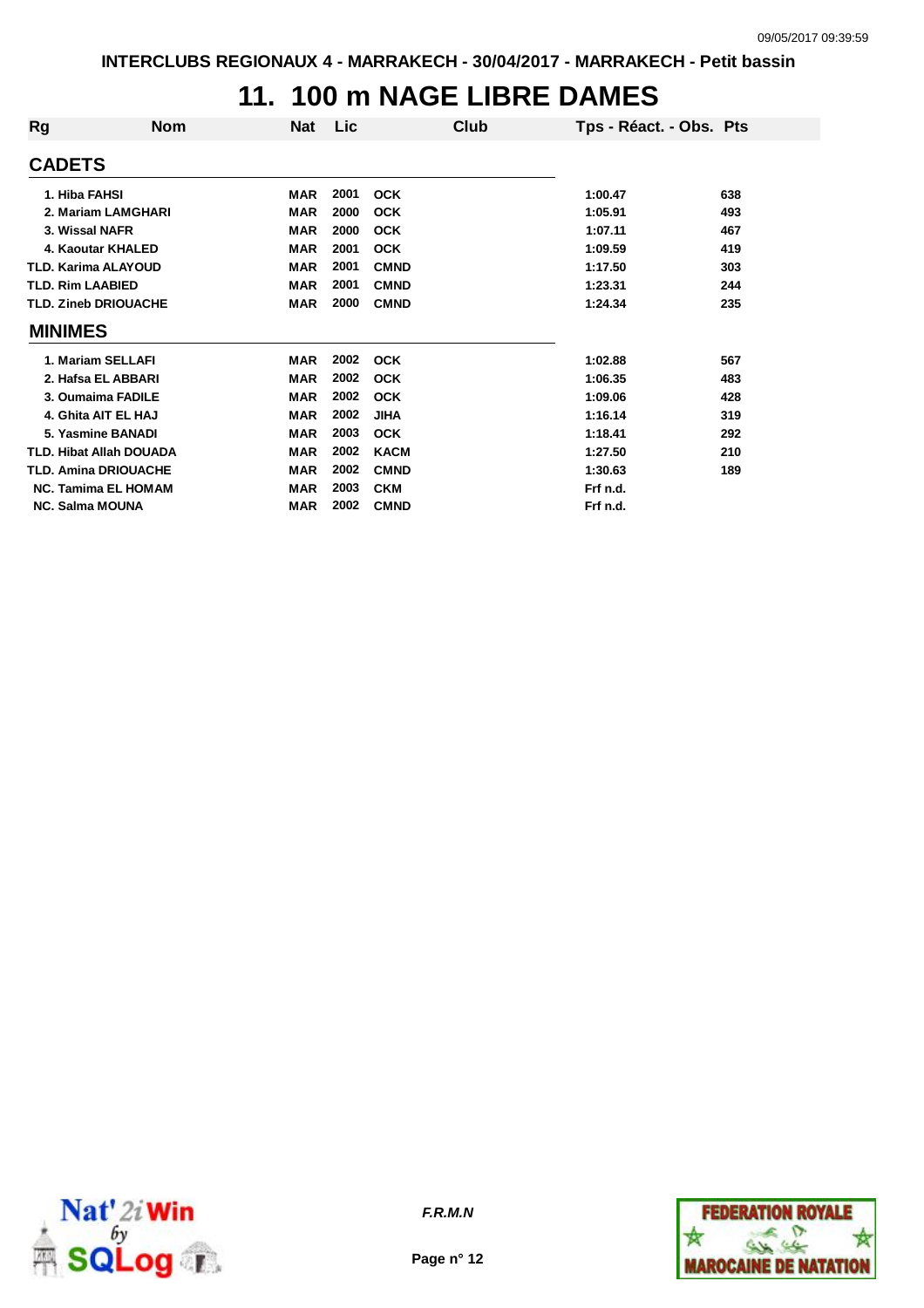INTERCLUBS REGIONAUX 4 - MARRAKECH - 30/04/2017 - MARRAKECH - Petit bassin

# 11. 100 m NAGE LIBRE DAMES

| Rg | Nom | Nat | Lic | Club | Tps - Réact. - Obs. | Pts |
|---|---|---|---|---|---|---|
| **CADETS** | | | | | | |
| 1. | Hiba FAHSI | MAR | 2001 | OCK | 1:00.47 | 638 |
| 2. | Mariam LAMGHARI | MAR | 2000 | OCK | 1:05.91 | 493 |
| 3. | Wissal NAFR | MAR | 2000 | OCK | 1:07.11 | 467 |
| 4. | Kaoutar KHALED | MAR | 2001 | OCK | 1:09.59 | 419 |
| TLD. | Karima ALAYOUD | MAR | 2001 | CMND | 1:17.50 | 303 |
| TLD. | Rim LAABIED | MAR | 2001 | CMND | 1:23.31 | 244 |
| TLD. | Zineb DRIOUACHE | MAR | 2000 | CMND | 1:24.34 | 235 |
| **MINIMES** | | | | | | |
| 1. | Mariam SELLAFI | MAR | 2002 | OCK | 1:02.88 | 567 |
| 2. | Hafsa EL ABBARI | MAR | 2002 | OCK | 1:06.35 | 483 |
| 3. | Oumaima FADILE | MAR | 2002 | OCK | 1:09.06 | 428 |
| 4. | Ghita AIT EL HAJ | MAR | 2002 | JIHA | 1:16.14 | 319 |
| 5. | Yasmine BANADI | MAR | 2003 | OCK | 1:18.41 | 292 |
| TLD. | Hibat Allah DOUADA | MAR | 2002 | KACM | 1:27.50 | 210 |
| TLD. | Amina DRIOUACHE | MAR | 2002 | CMND | 1:30.63 | 189 |
| NC. | Tamima EL HOMAM | MAR | 2003 | CKM | Frf n.d. | |
| NC. | Salma MOUNA | MAR | 2002 | CMND | Frf n.d. | |

*F.R.M.N*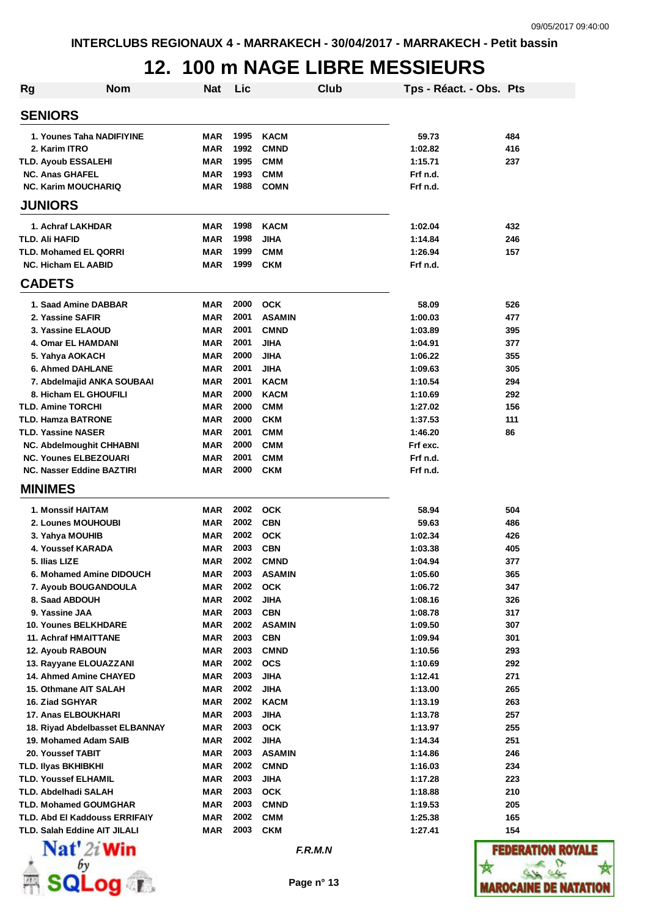# 12. 100 m NAGE LIBRE MESSIEURS

| Rg | Nom | Nat | Lic | Club | Tps - Réact. - Obs. | Pts |
|---|---|---|---|---|---|---|
| **SENIORS** | | | | | | |
| 1. | Younes Taha NADIFIYINE | MAR | 1995 | KACM | 59.73 | 484 |
| 2. | Karim ITRO | MAR | 1992 | CMND | 1:02.82 | 416 |
| TLD. | Ayoub ESSALEHI | MAR | 1995 | CMM | 1:15.71 | 237 |
| NC. | Anas GHAFEL | MAR | 1993 | CMM | Frf n.d. | |
| NC. | Karim MOUCHARIQ | MAR | 1988 | COMN | Frf n.d. | |
| **JUNIORS** | | | | | | |
| 1. | Achraf LAKHDAR | MAR | 1998 | KACM | 1:02.04 | 432 |
| TLD. | Ali HAFID | MAR | 1998 | JIHA | 1:14.84 | 246 |
| TLD. | Mohamed EL QORRI | MAR | 1999 | CMM | 1:26.94 | 157 |
| NC. | Hicham EL AABID | MAR | 1999 | CKM | Frf n.d. | |
| **CADETS** | | | | | | |
| 1. | Saad Amine DABBAR | MAR | 2000 | OCK | 58.09 | 526 |
| 2. | Yassine SAFIR | MAR | 2001 | ASAMIN | 1:00.03 | 477 |
| 3. | Yassine ELAOUD | MAR | 2001 | CMND | 1:03.89 | 395 |
| 4. | Omar EL HAMDANI | MAR | 2001 | JIHA | 1:04.91 | 377 |
| 5. | Yahya AOKACH | MAR | 2000 | JIHA | 1:06.22 | 355 |
| 6. | Ahmed DAHLANE | MAR | 2001 | JIHA | 1:09.63 | 305 |
| 7. | Abdelmajid ANKA SOUBAAI | MAR | 2001 | KACM | 1:10.54 | 294 |
| 8. | Hicham EL GHOUFILI | MAR | 2000 | KACM | 1:10.69 | 292 |
| TLD. | Amine TORCHI | MAR | 2000 | CMM | 1:27.02 | 156 |
| TLD. | Hamza BATRONE | MAR | 2000 | CKM | 1:37.53 | 111 |
| TLD. | Yassine NASER | MAR | 2001 | CMM | 1:46.20 | 86 |
| NC. | Abdelmoughit CHHABNI | MAR | 2000 | CMM | Frf exc. | |
| NC. | Younes ELBEZOUARI | MAR | 2001 | CMM | Frf n.d. | |
| NC. | Nasser Eddine BAZTIRI | MAR | 2000 | CKM | Frf n.d. | |
| **MINIMES** | | | | | | |
| 1. | Monssif HAITAM | MAR | 2002 | OCK | 58.94 | 504 |
| 2. | Lounes MOUHOUBI | MAR | 2002 | CBN | 59.63 | 486 |
| 3. | Yahya MOUHIB | MAR | 2002 | OCK | 1:02.34 | 426 |
| 4. | Youssef KARADA | MAR | 2003 | CBN | 1:03.38 | 405 |
| 5. | Ilias LIZE | MAR | 2002 | CMND | 1:04.94 | 377 |
| 6. | Mohamed Amine DIDOUCH | MAR | 2003 | ASAMIN | 1:05.60 | 365 |
| 7. | Ayoub BOUGANDOULA | MAR | 2002 | OCK | 1:06.72 | 347 |
| 8. | Saad ABDOUH | MAR | 2002 | JIHA | 1:08.16 | 326 |
| 9. | Yassine JAA | MAR | 2003 | CBN | 1:08.78 | 317 |
| 10. | Younes BELKHDARE | MAR | 2002 | ASAMIN | 1:09.50 | 307 |
| 11. | Achraf HMAITTANE | MAR | 2003 | CBN | 1:09.94 | 301 |
| 12. | Ayoub RABOUN | MAR | 2003 | CMND | 1:10.56 | 293 |
| 13. | Rayyane ELOUAZZANI | MAR | 2002 | OCS | 1:10.69 | 292 |
| 14. | Ahmed Amine CHAYED | MAR | 2003 | JIHA | 1:12.41 | 271 |
| 15. | Othmane AIT SALAH | MAR | 2002 | JIHA | 1:13.00 | 265 |
| 16. | Ziad SGHYAR | MAR | 2002 | KACM | 1:13.19 | 263 |
| 17. | Anas ELBOUKHARI | MAR | 2003 | JIHA | 1:13.78 | 257 |
| 18. | Riyad Abdelbasset ELBANNAY | MAR | 2003 | OCK | 1:13.97 | 255 |
| 19. | Mohamed Adam SAIB | MAR | 2002 | JIHA | 1:14.34 | 251 |
| 20. | Youssef TABIT | MAR | 2003 | ASAMIN | 1:14.86 | 246 |
| TLD. | Ilyas BKHIBKHI | MAR | 2002 | CMND | 1:16.03 | 234 |
| TLD. | Youssef ELHAMIL | MAR | 2003 | JIHA | 1:17.28 | 223 |
| TLD. | Abdelhadi SALAH | MAR | 2003 | OCK | 1:18.88 | 210 |
| TLD. | Mohamed GOUMGHAR | MAR | 2003 | CMND | 1:19.53 | 205 |
| TLD. | Abd El Kaddouss ERRIFAIY | MAR | 2002 | CMM | 1:25.38 | 165 |
| TLD. | Salah Eddine AIT JILALI | MAR | 2003 | CKM | 1:27.41 | 154 |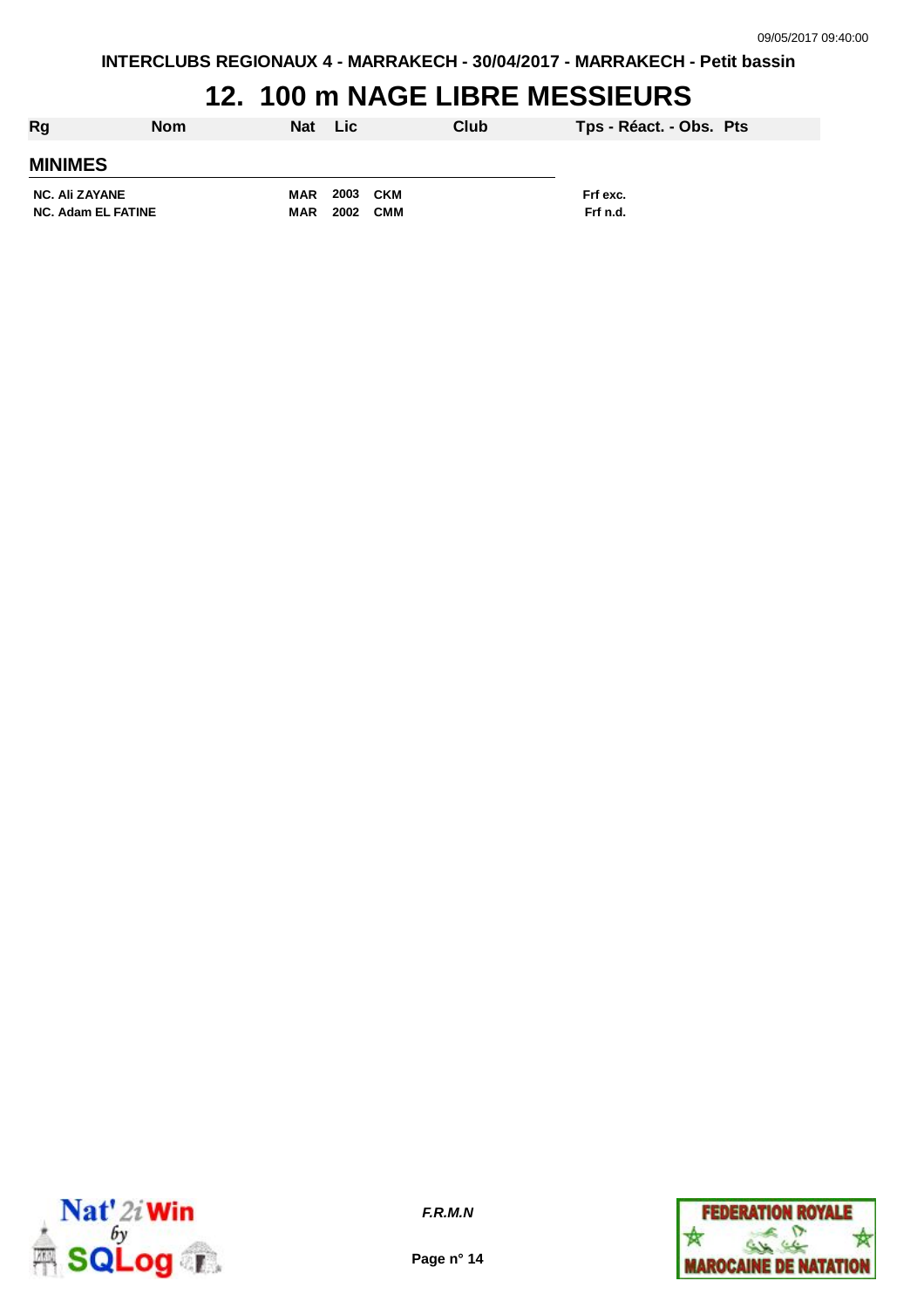# 12. 100 m NAGE LIBRE MESSIEURS

| Rg | Nom | Nat | Lic | Club | Tps - Réact. - Obs. | Pts |
|---|---|---|---|---|---|---|
| **MINIMES** | | | | | | |
| NC. | Ali ZAYANE | MAR | 2003 | CKM | Frf exc. | |
| NC. | Adam EL FATINE | MAR | 2002 | CMM | Frf n.d. | |

*F.R.M.N*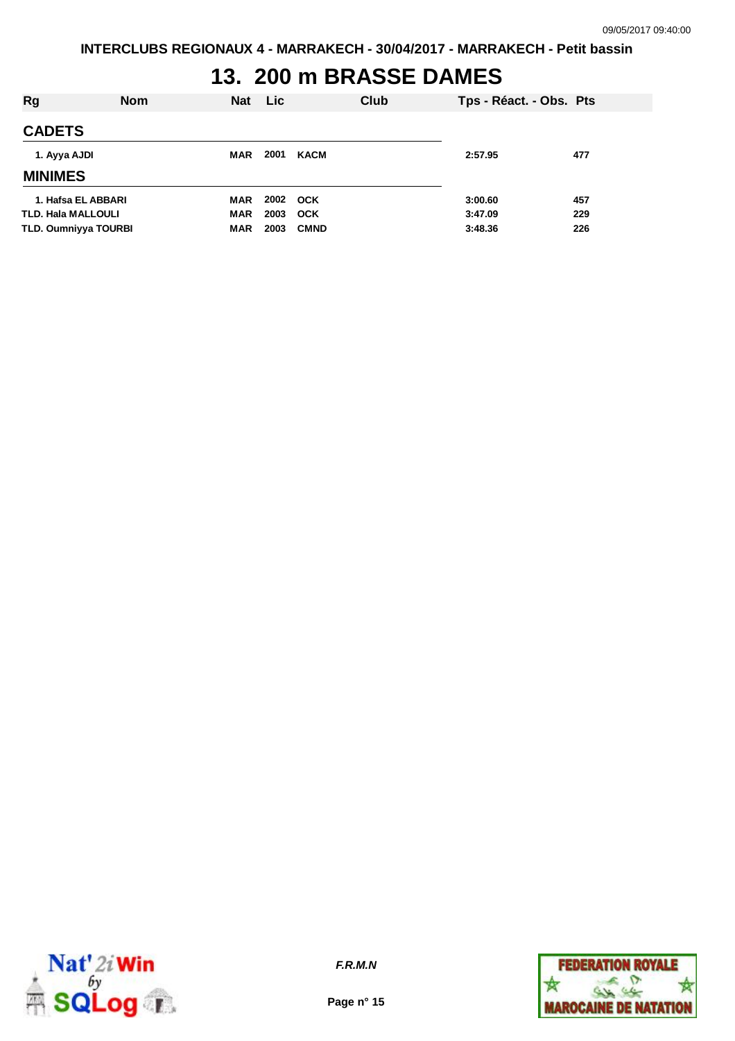INTERCLUBS REGIONAUX 4 - MARRAKECH - 30/04/2017 - MARRAKECH - Petit bassin

# 13. 200 m BRASSE DAMES

| Rg | Nom | Nat | Lic | Club | Tps - Réact. - Obs. | Pts |
|---|---|---|---|---|---|---|
| **CADETS** | | | | | | |
| 1. Ayya AJDI | | MAR | 2001 | KACM | 2:57.95 | 477 |
| **MINIMES** | | | | | | |
| 1. Hafsa EL ABBARI | | MAR | 2002 | OCK | 3:00.60 | 457 |
| TLD. Hala MALLOULI | | MAR | 2003 | OCK | 3:47.09 | 229 |
| TLD. Oumniyya TOURBI | | MAR | 2003 | CMND | 3:48.36 | 226 |

*F.R.M.N*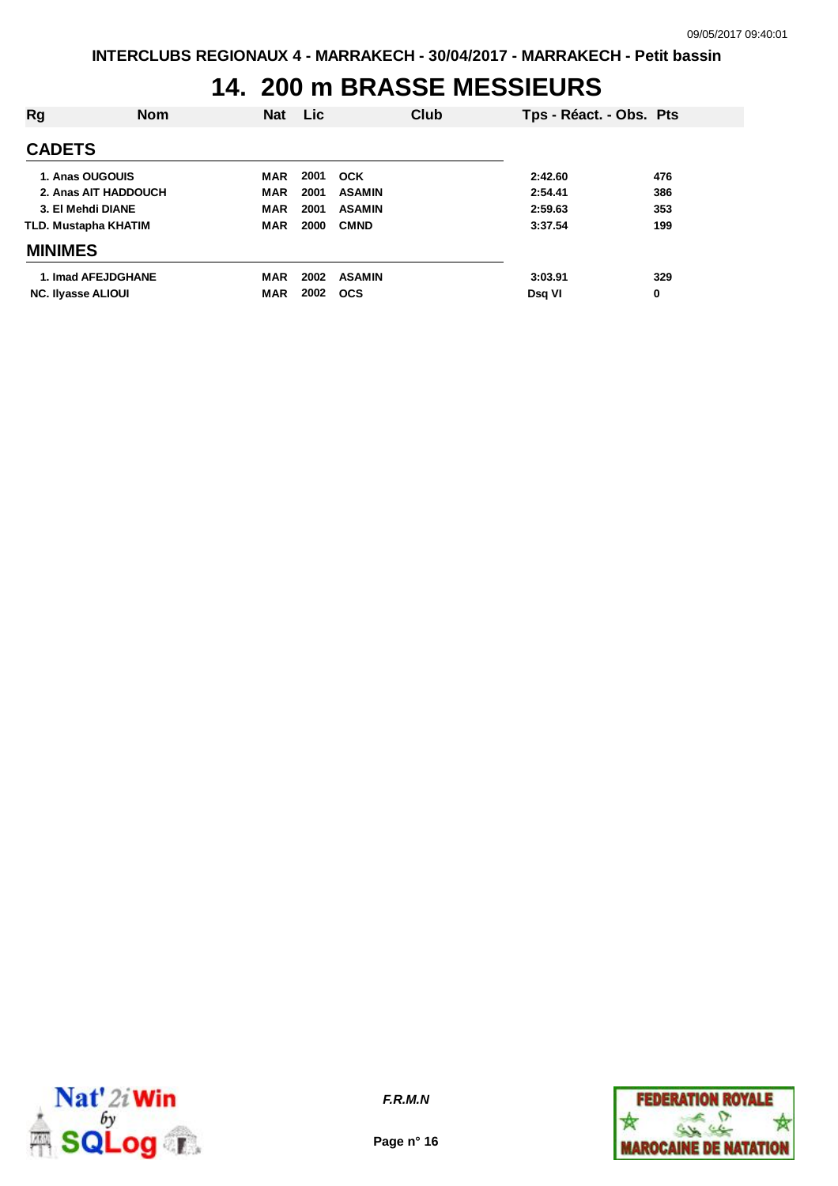# 14. 200 m BRASSE MESSIEURS

| Rg | Nom | Nat | Lic | Club | Tps - Réact. - Obs. | Pts |
|---|---|---|---|---|---|---|
| **CADETS** | | | | | | |
| 1. | Anas OUGOUIS | MAR | 2001 | OCK | 2:42.60 | 476 |
| 2. | Anas AIT HADDOUCH | MAR | 2001 | ASAMIN | 2:54.41 | 386 |
| 3. | El Mehdi DIANE | MAR | 2001 | ASAMIN | 2:59.63 | 353 |
| TLD. | Mustapha KHATIM | MAR | 2000 | CMND | 3:37.54 | 199 |
| **MINIMES** | | | | | | |
| 1. | Imad AFEJDGHANE | MAR | 2002 | ASAMIN | 3:03.91 | 329 |
| NC. | Ilyasse ALIOUI | MAR | 2002 | OCS | Dsq VI | 0 |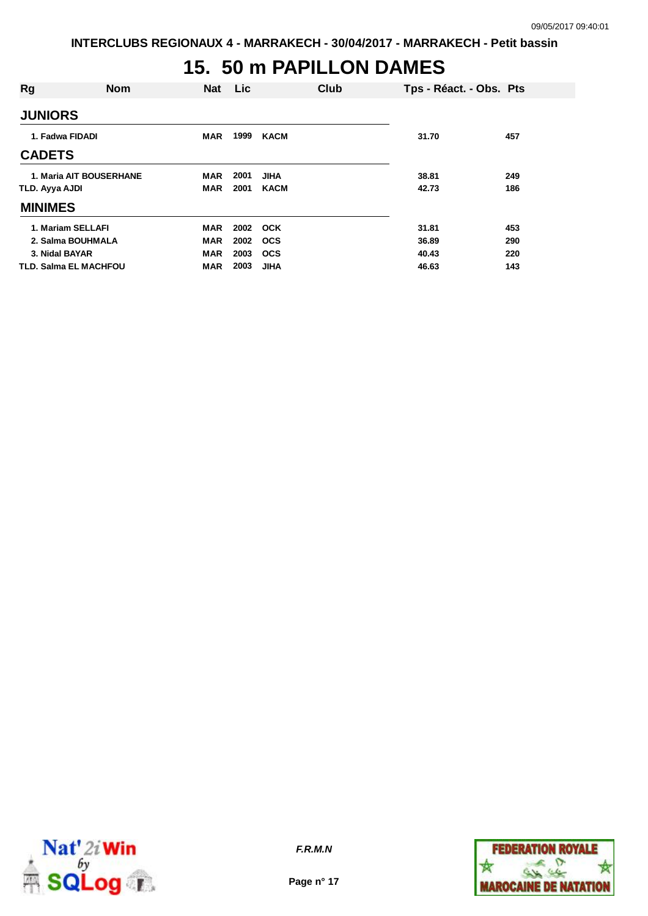# 15. 50 m PAPILLON DAMES

| Rg | Nom | Nat | Lic | Club | Tps - Réact. - Obs. | Pts |
|---|---|---|---|---|---|---|
| **JUNIORS** | | | | | | |
| 1. | Fadwa FIDADI | MAR | 1999 | KACM | 31.70 | 457 |
| **CADETS** | | | | | | |
| 1. | Maria AIT BOUSERHANE | MAR | 2001 | JIHA | 38.81 | 249 |
| TLD. | Ayya AJDI | MAR | 2001 | KACM | 42.73 | 186 |
| **MINIMES** | | | | | | |
| 1. | Mariam SELLAFI | MAR | 2002 | OCK | 31.81 | 453 |
| 2. | Salma BOUHMALA | MAR | 2002 | OCS | 36.89 | 290 |
| 3. | Nidal BAYAR | MAR | 2003 | OCS | 40.43 | 220 |
| TLD. | Salma EL MACHFOU | MAR | 2003 | JIHA | 46.63 | 143 |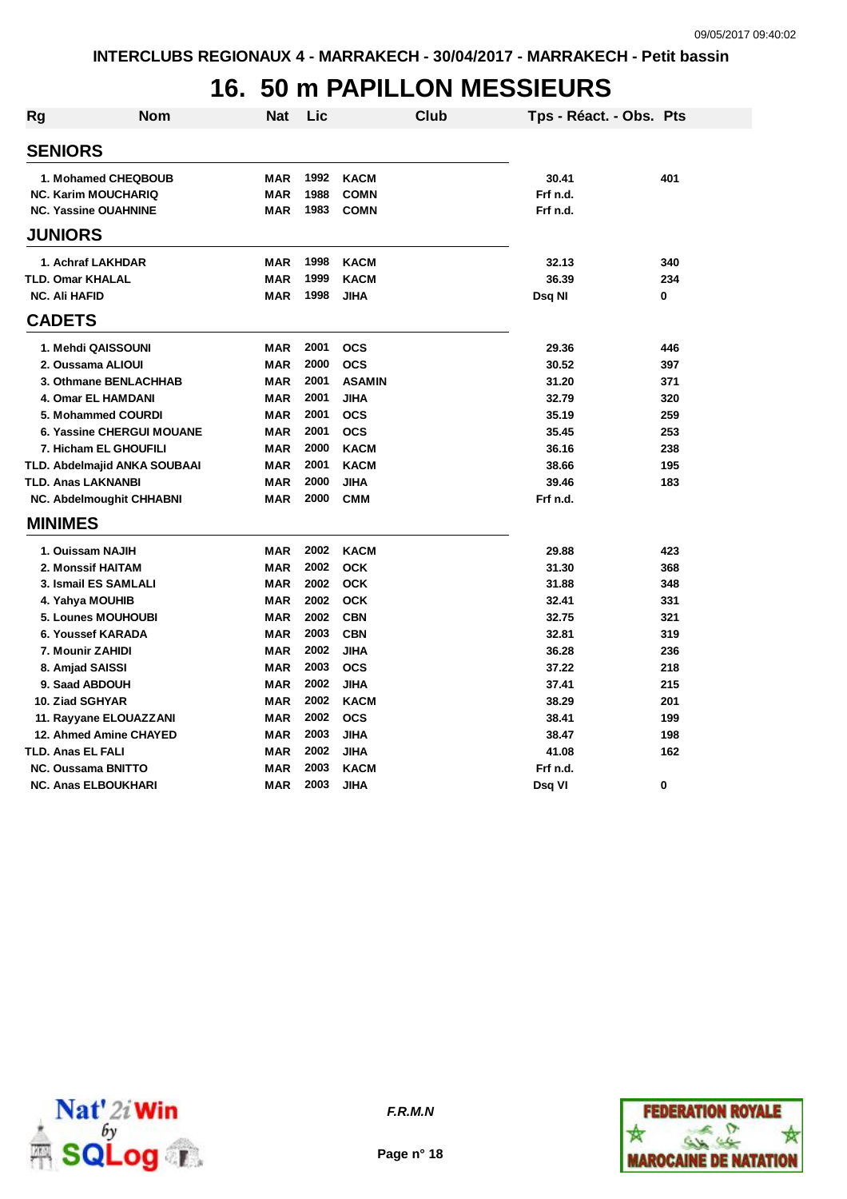# 16. 50 m PAPILLON MESSIEURS

| Rg | Nom | Nat | Lic | Club | Tps - Réact. - Obs. | Pts |
|---|---|---|---|---|---|---|
| **SENIORS** | | | | | | |
| 1. | Mohamed CHEQBOUB | MAR | 1992 | KACM | 30.41 | 401 |
| NC. | Karim MOUCHARIQ | MAR | 1988 | COMN | Frf n.d. | |
| NC. | Yassine OUAHNINE | MAR | 1983 | COMN | Frf n.d. | |
| **JUNIORS** | | | | | | |
| 1. | Achraf LAKHDAR | MAR | 1998 | KACM | 32.13 | 340 |
| TLD. | Omar KHALAL | MAR | 1999 | KACM | 36.39 | 234 |
| NC. | Ali HAFID | MAR | 1998 | JIHA | Dsq NI | 0 |
| **CADETS** | | | | | | |
| 1. | Mehdi QAISSOUNI | MAR | 2001 | OCS | 29.36 | 446 |
| 2. | Oussama ALIOUI | MAR | 2000 | OCS | 30.52 | 397 |
| 3. | Othmane BENLACHHAB | MAR | 2001 | ASAMIN | 31.20 | 371 |
| 4. | Omar EL HAMDANI | MAR | 2001 | JIHA | 32.79 | 320 |
| 5. | Mohammed COURDI | MAR | 2001 | OCS | 35.19 | 259 |
| 6. | Yassine CHERGUI MOUANE | MAR | 2001 | OCS | 35.45 | 253 |
| 7. | Hicham EL GHOUFILI | MAR | 2000 | KACM | 36.16 | 238 |
| TLD. | Abdelmajid ANKA SOUBAAI | MAR | 2001 | KACM | 38.66 | 195 |
| TLD. | Anas LAKNANBI | MAR | 2000 | JIHA | 39.46 | 183 |
| NC. | Abdelmoughit CHHABNI | MAR | 2000 | CMM | Frf n.d. | |
| **MINIMES** | | | | | | |
| 1. | Ouissam NAJIH | MAR | 2002 | KACM | 29.88 | 423 |
| 2. | Monssif HAITAM | MAR | 2002 | OCK | 31.30 | 368 |
| 3. | Ismail ES SAMLALI | MAR | 2002 | OCK | 31.88 | 348 |
| 4. | Yahya MOUHIB | MAR | 2002 | OCK | 32.41 | 331 |
| 5. | Lounes MOUHOUBI | MAR | 2002 | CBN | 32.75 | 321 |
| 6. | Youssef KARADA | MAR | 2003 | CBN | 32.81 | 319 |
| 7. | Mounir ZAHIDI | MAR | 2002 | JIHA | 36.28 | 236 |
| 8. | Amjad SAISSI | MAR | 2003 | OCS | 37.22 | 218 |
| 9. | Saad ABDOUH | MAR | 2002 | JIHA | 37.41 | 215 |
| 10. | Ziad SGHYAR | MAR | 2002 | KACM | 38.29 | 201 |
| 11. | Rayyane ELOUAZZANI | MAR | 2002 | OCS | 38.41 | 199 |
| 12. | Ahmed Amine CHAYED | MAR | 2003 | JIHA | 38.47 | 198 |
| TLD. | Anas EL FALI | MAR | 2002 | JIHA | 41.08 | 162 |
| NC. | Oussama BNITTO | MAR | 2003 | KACM | Frf n.d. | |
| NC. | Anas ELBOUKHARI | MAR | 2003 | JIHA | Dsq VI | 0 |

*F.R.M.N*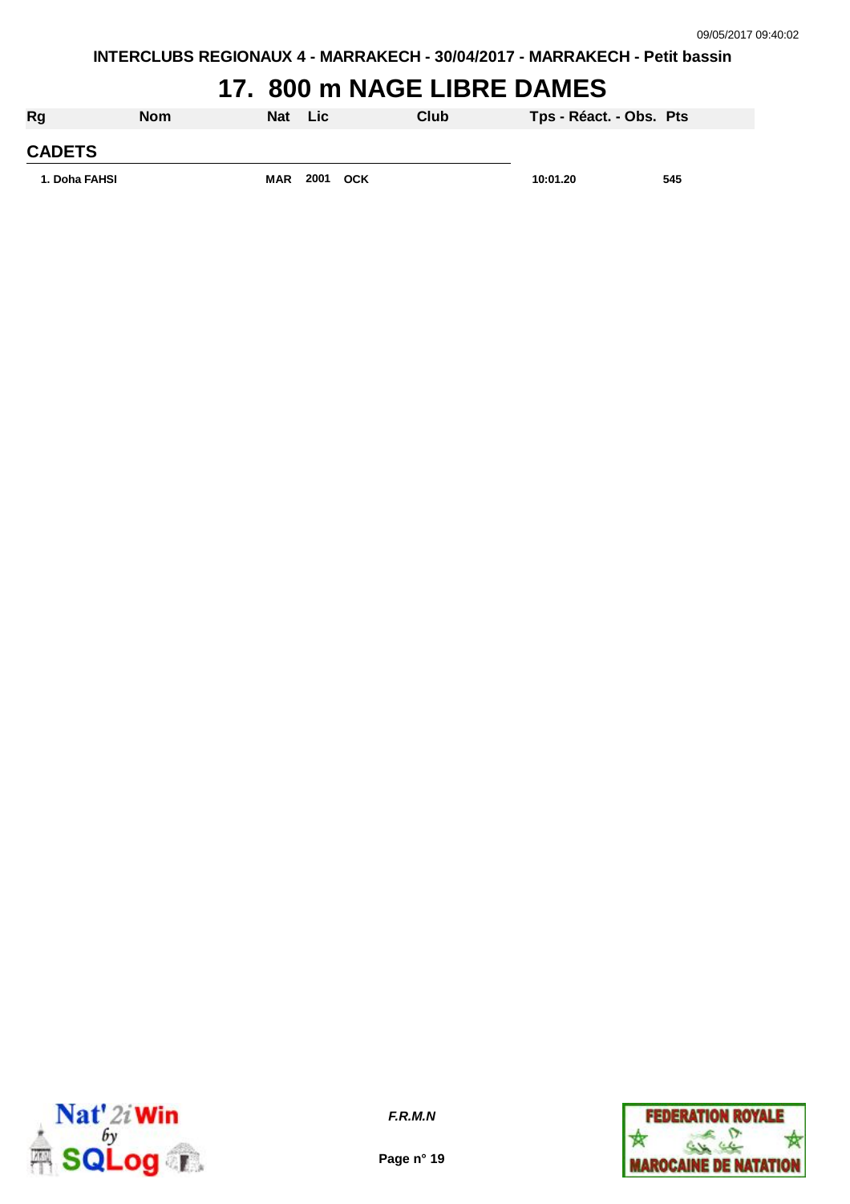# 17. 800 m NAGE LIBRE DAMES

| Rg | Nom | Nat | Lic | Club | Tps - Réact. - Obs. | Pts |
|---|---|---|---|---|---|---|
| **CADETS** | | | | | | |
| 1. Doha FAHSI | | MAR | 2001 | OCK | 10:01.20 | 545 |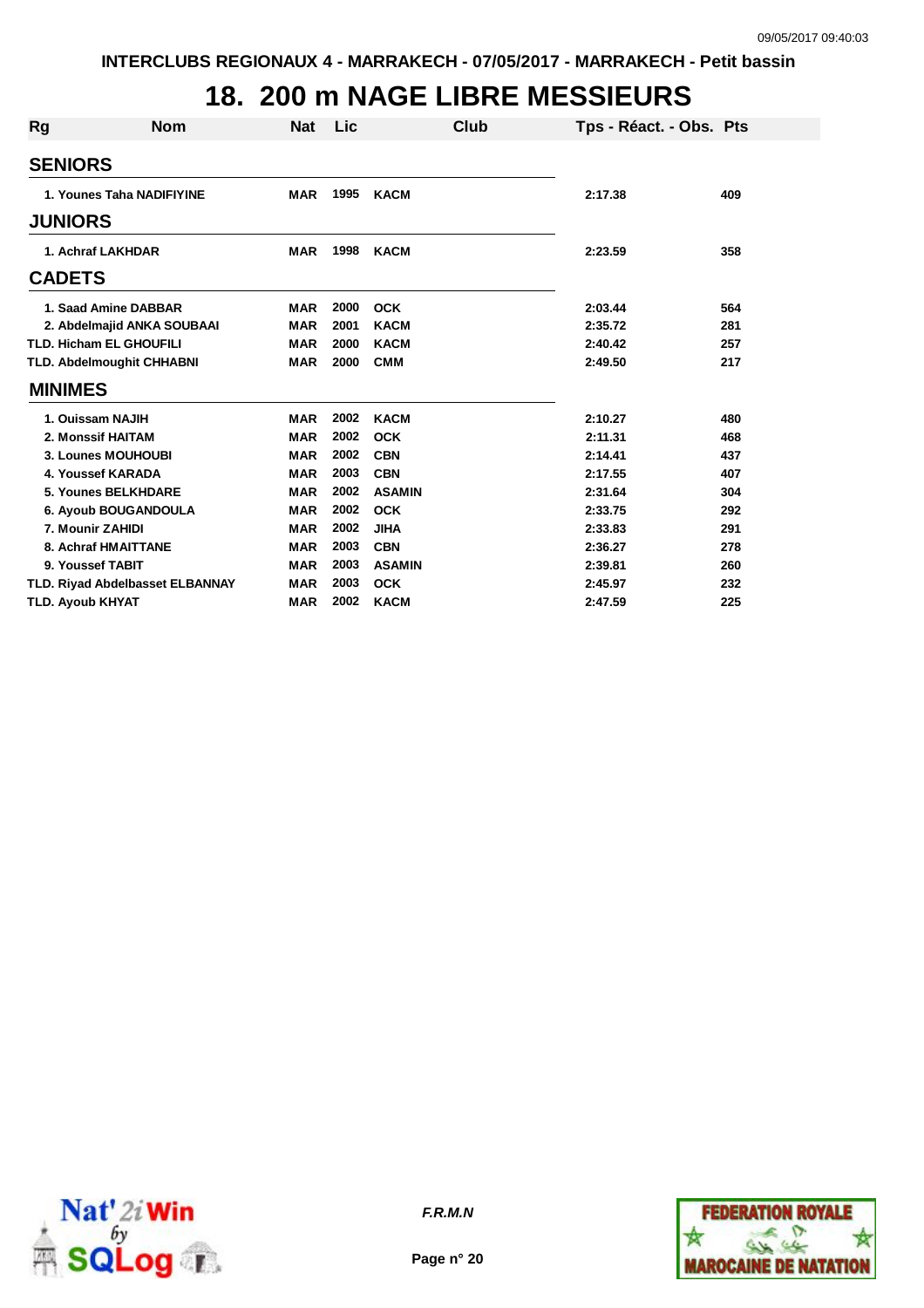INTERCLUBS REGIONAUX 4 - MARRAKECH - 07/05/2017 - MARRAKECH - Petit bassin

# 18. 200 m NAGE LIBRE MESSIEURS

| Rg | Nom | Nat | Lic | Club | Tps - Réact. - Obs. | Pts |
|---|---|---|---|---|---|---|
| **SENIORS** | | | | | | |
| 1. | Younes Taha NADIFIYINE | MAR | 1995 | KACM | 2:17.38 | 409 |
| **JUNIORS** | | | | | | |
| 1. | Achraf LAKHDAR | MAR | 1998 | KACM | 2:23.59 | 358 |
| **CADETS** | | | | | | |
| 1. | Saad Amine DABBAR | MAR | 2000 | OCK | 2:03.44 | 564 |
| 2. | Abdelmajid ANKA SOUBAAI | MAR | 2001 | KACM | 2:35.72 | 281 |
| TLD. | Hicham EL GHOUFILI | MAR | 2000 | KACM | 2:40.42 | 257 |
| TLD. | Abdelmoughit CHHABNI | MAR | 2000 | CMM | 2:49.50 | 217 |
| **MINIMES** | | | | | | |
| 1. | Ouissam NAJIH | MAR | 2002 | KACM | 2:10.27 | 480 |
| 2. | Monssif HAITAM | MAR | 2002 | OCK | 2:11.31 | 468 |
| 3. | Lounes MOUHOUBI | MAR | 2002 | CBN | 2:14.41 | 437 |
| 4. | Youssef KARADA | MAR | 2003 | CBN | 2:17.55 | 407 |
| 5. | Younes BELKHDARE | MAR | 2002 | ASAMIN | 2:31.64 | 304 |
| 6. | Ayoub BOUGANDOULA | MAR | 2002 | OCK | 2:33.75 | 292 |
| 7. | Mounir ZAHIDI | MAR | 2002 | JIHA | 2:33.83 | 291 |
| 8. | Achraf HMAITTANE | MAR | 2003 | CBN | 2:36.27 | 278 |
| 9. | Youssef TABIT | MAR | 2003 | ASAMIN | 2:39.81 | 260 |
| TLD. | Riyad Abdelbasset ELBANNAY | MAR | 2003 | OCK | 2:45.97 | 232 |
| TLD. | Ayoub KHYAT | MAR | 2002 | KACM | 2:47.59 | 225 |

*F.R.M.N*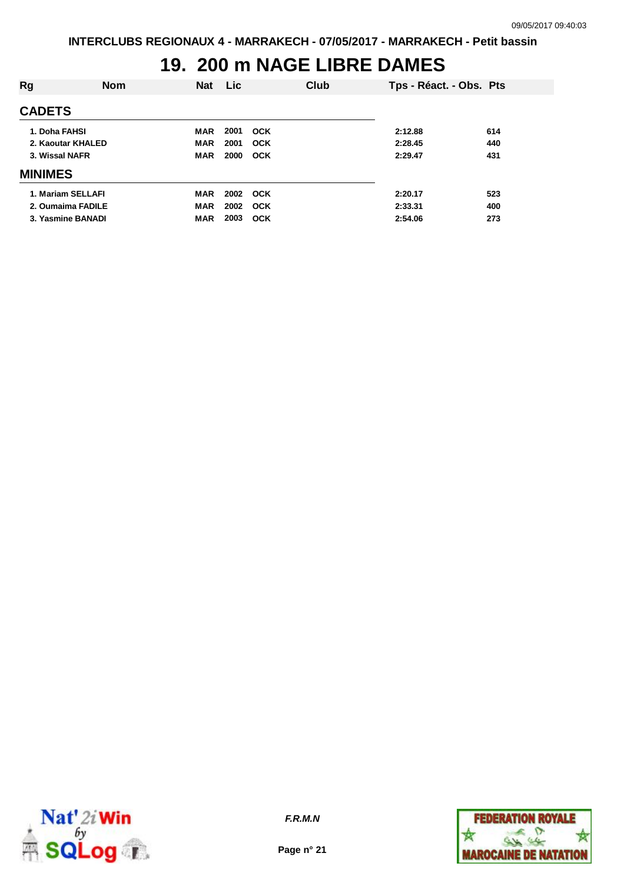# 19. 200 m NAGE LIBRE DAMES

| Rg | Nom | Nat | Lic | Club | Tps - Réact. - Obs. | Pts |
|---|---|---|---|---|---|---|
| **CADETS** | | | | | | |
| 1. | Doha FAHSI | MAR | 2001 | OCK | 2:12.88 | 614 |
| 2. | Kaoutar KHALED | MAR | 2001 | OCK | 2:28.45 | 440 |
| 3. | Wissal NAFR | MAR | 2000 | OCK | 2:29.47 | 431 |
| **MINIMES** | | | | | | |
| 1. | Mariam SELLAFI | MAR | 2002 | OCK | 2:20.17 | 523 |
| 2. | Oumaima FADILE | MAR | 2002 | OCK | 2:33.31 | 400 |
| 3. | Yasmine BANADI | MAR | 2003 | OCK | 2:54.06 | 273 |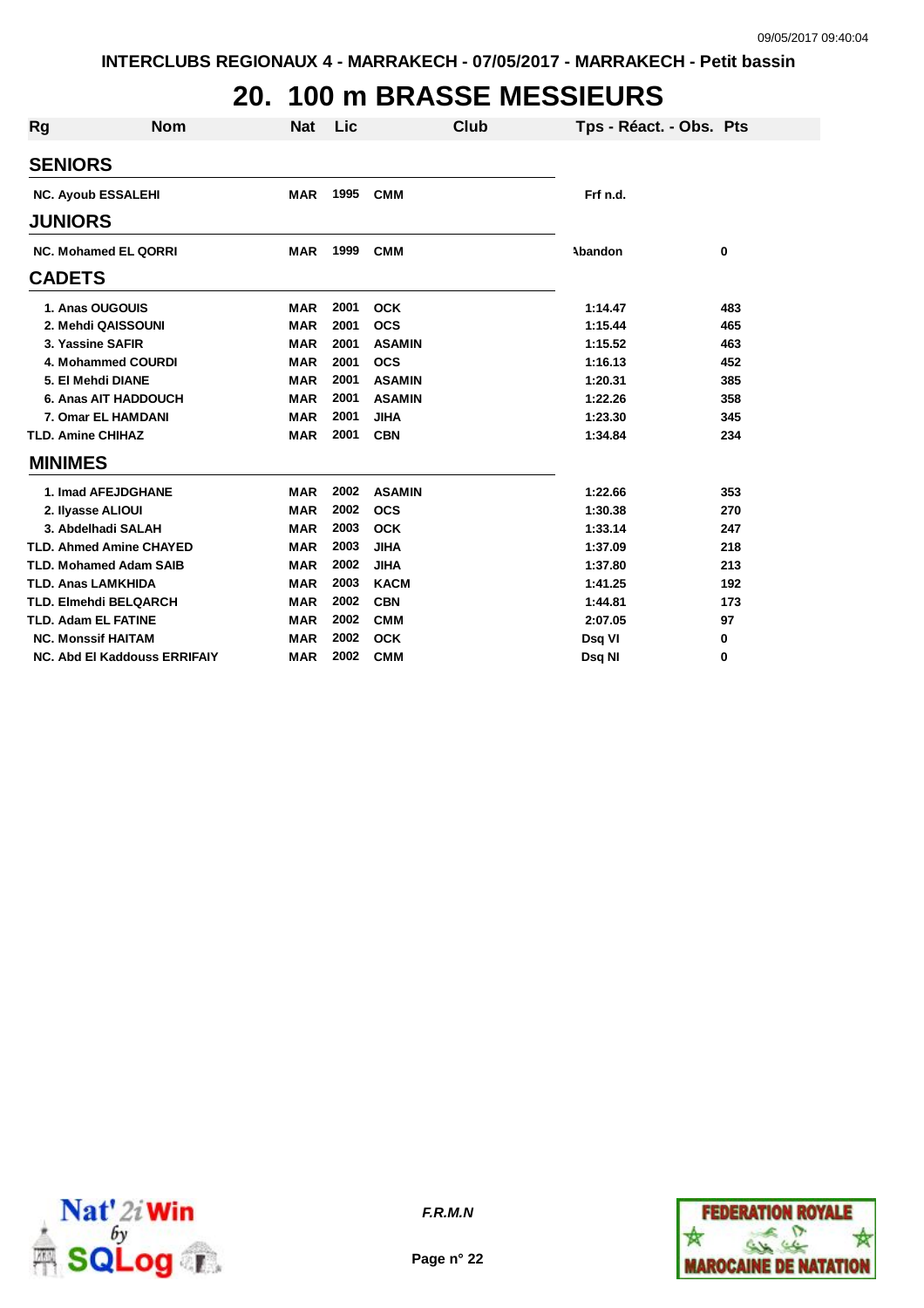INTERCLUBS REGIONAUX 4 - MARRAKECH - 07/05/2017 - MARRAKECH - Petit bassin

# 20. 100 m BRASSE MESSIEURS

| Rg | Nom | Nat | Lic | Club | Tps - Réact. - Obs. | Pts |
|---|---|---|---|---|---|---|
| **SENIORS** | | | | | | |
| NC. | Ayoub ESSALEHI | MAR | 1995 | CMM | Frf n.d. | |
| **JUNIORS** | | | | | | |
| NC. | Mohamed EL QORRI | MAR | 1999 | CMM | Abandon | 0 |
| **CADETS** | | | | | | |
| 1. | Anas OUGOUIS | MAR | 2001 | OCK | 1:14.47 | 483 |
| 2. | Mehdi QAISSOUNI | MAR | 2001 | OCS | 1:15.44 | 465 |
| 3. | Yassine SAFIR | MAR | 2001 | ASAMIN | 1:15.52 | 463 |
| 4. | Mohammed COURDI | MAR | 2001 | OCS | 1:16.13 | 452 |
| 5. | El Mehdi DIANE | MAR | 2001 | ASAMIN | 1:20.31 | 385 |
| 6. | Anas AIT HADDOUCH | MAR | 2001 | ASAMIN | 1:22.26 | 358 |
| 7. | Omar EL HAMDANI | MAR | 2001 | JIHA | 1:23.30 | 345 |
| TLD. | Amine CHIHAZ | MAR | 2001 | CBN | 1:34.84 | 234 |
| **MINIMES** | | | | | | |
| 1. | Imad AFEJDGHANE | MAR | 2002 | ASAMIN | 1:22.66 | 353 |
| 2. | Ilyasse ALIOUI | MAR | 2002 | OCS | 1:30.38 | 270 |
| 3. | Abdelhadi SALAH | MAR | 2003 | OCK | 1:33.14 | 247 |
| TLD. | Ahmed Amine CHAYED | MAR | 2003 | JIHA | 1:37.09 | 218 |
| TLD. | Mohamed Adam SAIB | MAR | 2002 | JIHA | 1:37.80 | 213 |
| TLD. | Anas LAMKHIDA | MAR | 2003 | KACM | 1:41.25 | 192 |
| TLD. | Elmehdi BELQARCH | MAR | 2002 | CBN | 1:44.81 | 173 |
| TLD. | Adam EL FATINE | MAR | 2002 | CMM | 2:07.05 | 97 |
| NC. | Monssif HAITAM | MAR | 2002 | OCK | Dsq VI | 0 |
| NC. | Abd El Kaddouss ERRIFAIY | MAR | 2002 | CMM | Dsq NI | 0 |

F.R.M.N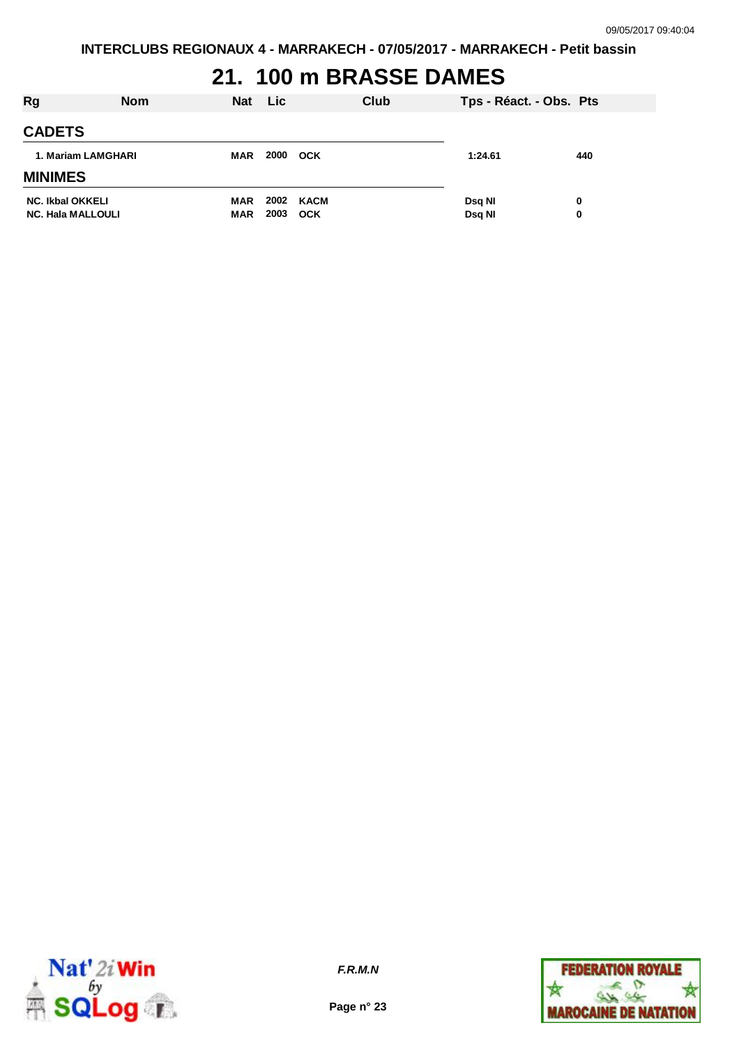# 21. 100 m BRASSE DAMES

| Rg | Nom | Nat | Lic | Club | Tps - Réact. - Obs. | Pts |
|---|---|---|---|---|---|---|
| **CADETS** | | | | | | |
| 1. | Mariam LAMGHARI | MAR | 2000 | OCK | 1:24.61 | 440 |
| **MINIMES** | | | | | | |
| NC. | Ikbal OKKELI | MAR | 2002 | KACM | Dsq NI | 0 |
| NC. | Hala MALLOULI | MAR | 2003 | OCK | Dsq NI | 0 |

F.R.M.N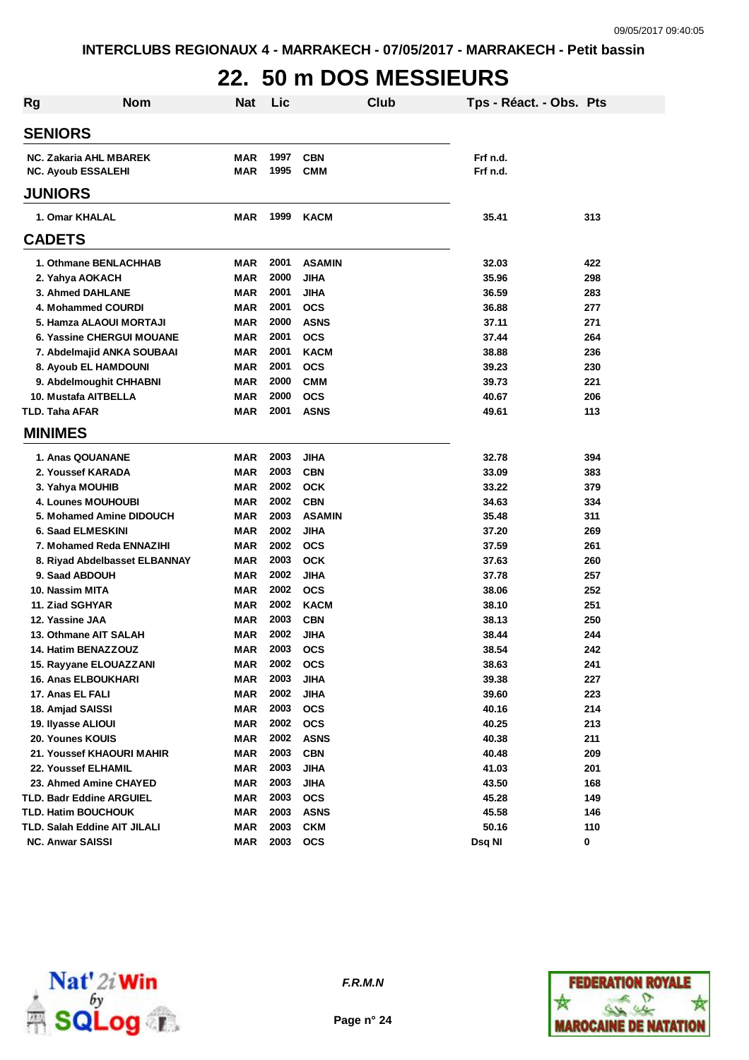INTERCLUBS REGIONAUX 4 - MARRAKECH - 07/05/2017 - MARRAKECH - Petit bassin

# 22. 50 m DOS MESSIEURS

| Rg | Nom | Nat | Lic | Club | Tps - Réact. - Obs. | Pts |
|---|---|---|---|---|---|---|
| **SENIORS** | | | | | | |
| NC. | Zakaria AHL MBAREK | MAR | 1997 | CBN | Frf n.d. | |
| NC. | Ayoub ESSALEHI | MAR | 1995 | CMM | Frf n.d. | |
| **JUNIORS** | | | | | | |
| 1. | Omar KHALAL | MAR | 1999 | KACM | 35.41 | 313 |
| **CADETS** | | | | | | |
| 1. | Othmane BENLACHHAB | MAR | 2001 | ASAMIN | 32.03 | 422 |
| 2. | Yahya AOKACH | MAR | 2000 | JIHA | 35.96 | 298 |
| 3. | Ahmed DAHLANE | MAR | 2001 | JIHA | 36.59 | 283 |
| 4. | Mohammed COURDI | MAR | 2001 | OCS | 36.88 | 277 |
| 5. | Hamza ALAOUI MORTAJI | MAR | 2000 | ASNS | 37.11 | 271 |
| 6. | Yassine CHERGUI MOUANE | MAR | 2001 | OCS | 37.44 | 264 |
| 7. | Abdelmajid ANKA SOUBAAI | MAR | 2001 | KACM | 38.88 | 236 |
| 8. | Ayoub EL HAMDOUNI | MAR | 2001 | OCS | 39.23 | 230 |
| 9. | Abdelmoughit CHHABNI | MAR | 2000 | CMM | 39.73 | 221 |
| 10. | Mustafa AITBELLA | MAR | 2000 | OCS | 40.67 | 206 |
| TLD. | Taha AFAR | MAR | 2001 | ASNS | 49.61 | 113 |
| **MINIMES** | | | | | | |
| 1. | Anas QOUANANE | MAR | 2003 | JIHA | 32.78 | 394 |
| 2. | Youssef KARADA | MAR | 2003 | CBN | 33.09 | 383 |
| 3. | Yahya MOUHIB | MAR | 2002 | OCK | 33.22 | 379 |
| 4. | Lounes MOUHOUBI | MAR | 2002 | CBN | 34.63 | 334 |
| 5. | Mohamed Amine DIDOUCH | MAR | 2003 | ASAMIN | 35.48 | 311 |
| 6. | Saad ELMESKINI | MAR | 2002 | JIHA | 37.20 | 269 |
| 7. | Mohamed Reda ENNAZIHI | MAR | 2002 | OCS | 37.59 | 261 |
| 8. | Riyad Abdelbasset ELBANNAY | MAR | 2003 | OCK | 37.63 | 260 |
| 9. | Saad ABDOUH | MAR | 2002 | JIHA | 37.78 | 257 |
| 10. | Nassim MITA | MAR | 2002 | OCS | 38.06 | 252 |
| 11. | Ziad SGHYAR | MAR | 2002 | KACM | 38.10 | 251 |
| 12. | Yassine JAA | MAR | 2003 | CBN | 38.13 | 250 |
| 13. | Othmane AIT SALAH | MAR | 2002 | JIHA | 38.44 | 244 |
| 14. | Hatim BENAZZOUZ | MAR | 2003 | OCS | 38.54 | 242 |
| 15. | Rayyane ELOUAZZANI | MAR | 2002 | OCS | 38.63 | 241 |
| 16. | Anas ELBOUKHARI | MAR | 2003 | JIHA | 39.38 | 227 |
| 17. | Anas EL FALI | MAR | 2002 | JIHA | 39.60 | 223 |
| 18. | Amjad SAISSI | MAR | 2003 | OCS | 40.16 | 214 |
| 19. | Ilyasse ALIOUI | MAR | 2002 | OCS | 40.25 | 213 |
| 20. | Younes KOUIS | MAR | 2002 | ASNS | 40.38 | 211 |
| 21. | Youssef KHAOURI MAHIR | MAR | 2003 | CBN | 40.48 | 209 |
| 22. | Youssef ELHAMIL | MAR | 2003 | JIHA | 41.03 | 201 |
| 23. | Ahmed Amine CHAYED | MAR | 2003 | JIHA | 43.50 | 168 |
| TLD. | Badr Eddine ARGUIEL | MAR | 2003 | OCS | 45.28 | 149 |
| TLD. | Hatim BOUCHOUK | MAR | 2003 | ASNS | 45.58 | 146 |
| TLD. | Salah Eddine AIT JILALI | MAR | 2003 | CKM | 50.16 | 110 |
| NC. | Anwar SAISSI | MAR | 2003 | OCS | Dsq NI | 0 |

F.R.M.N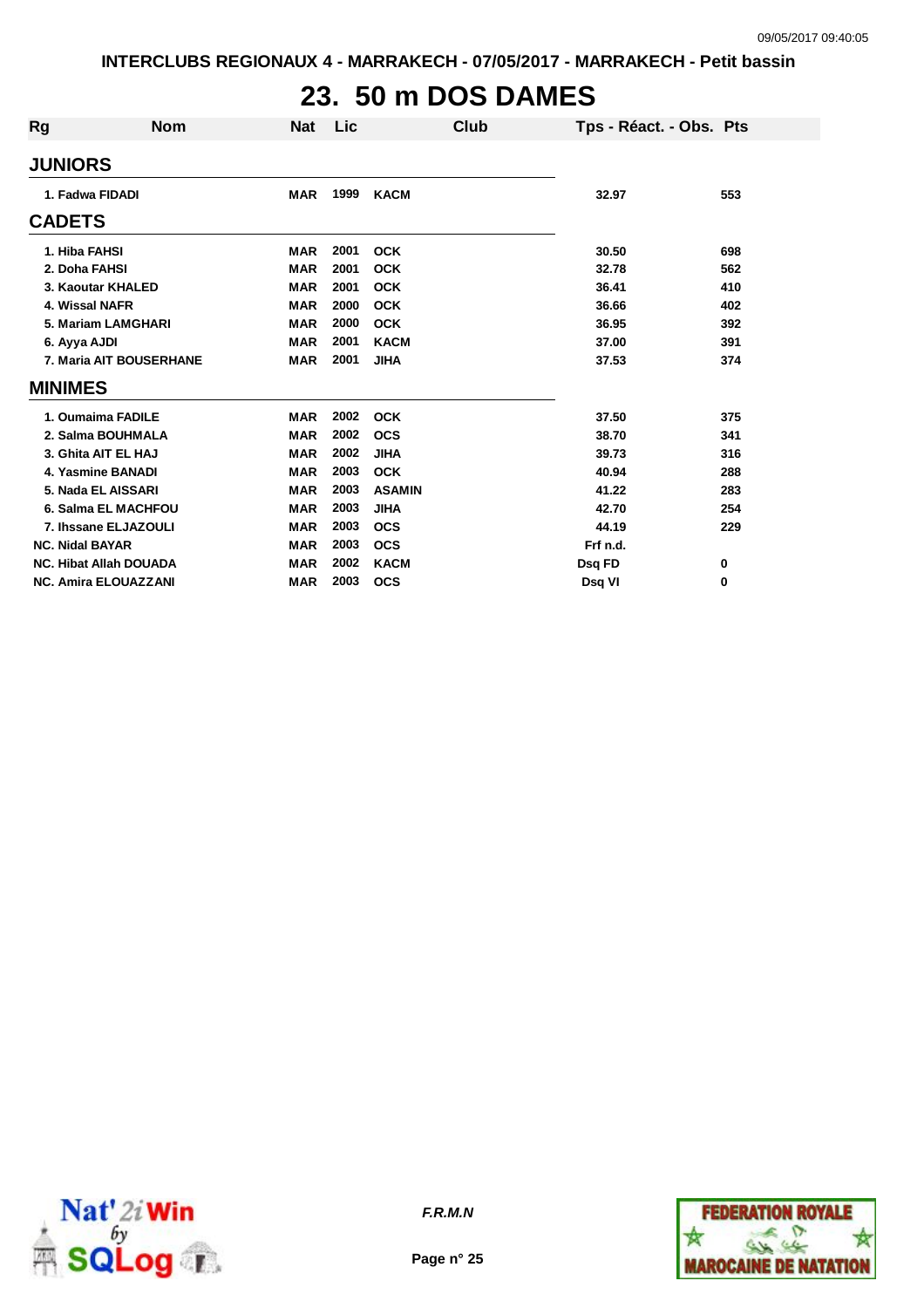# 23. 50 m DOS DAMES

| Rg | Nom | Nat | Lic | Club | Tps - Réact. - Obs. | Pts |
|---|---|---|---|---|---|---|
| **JUNIORS** | | | | | | |
| 1. | Fadwa FIDADI | MAR | 1999 | KACM | 32.97 | 553 |
| **CADETS** | | | | | | |
| 1. | Hiba FAHSI | MAR | 2001 | OCK | 30.50 | 698 |
| 2. | Doha FAHSI | MAR | 2001 | OCK | 32.78 | 562 |
| 3. | Kaoutar KHALED | MAR | 2001 | OCK | 36.41 | 410 |
| 4. | Wissal NAFR | MAR | 2000 | OCK | 36.66 | 402 |
| 5. | Mariam LAMGHARI | MAR | 2000 | OCK | 36.95 | 392 |
| 6. | Ayya AJDI | MAR | 2001 | KACM | 37.00 | 391 |
| 7. | Maria AIT BOUSERHANE | MAR | 2001 | JIHA | 37.53 | 374 |
| **MINIMES** | | | | | | |
| 1. | Oumaima FADILE | MAR | 2002 | OCK | 37.50 | 375 |
| 2. | Salma BOUHMALA | MAR | 2002 | OCS | 38.70 | 341 |
| 3. | Ghita AIT EL HAJ | MAR | 2002 | JIHA | 39.73 | 316 |
| 4. | Yasmine BANADI | MAR | 2003 | OCK | 40.94 | 288 |
| 5. | Nada EL AISSARI | MAR | 2003 | ASAMIN | 41.22 | 283 |
| 6. | Salma EL MACHFOU | MAR | 2003 | JIHA | 42.70 | 254 |
| 7. | Ihssane ELJAZOULI | MAR | 2003 | OCS | 44.19 | 229 |
| NC. | Nidal BAYAR | MAR | 2003 | OCS | Frf n.d. | |
| NC. | Hibat Allah DOUADA | MAR | 2002 | KACM | Dsq FD | 0 |
| NC. | Amira ELOUAZZANI | MAR | 2003 | OCS | Dsq VI | 0 |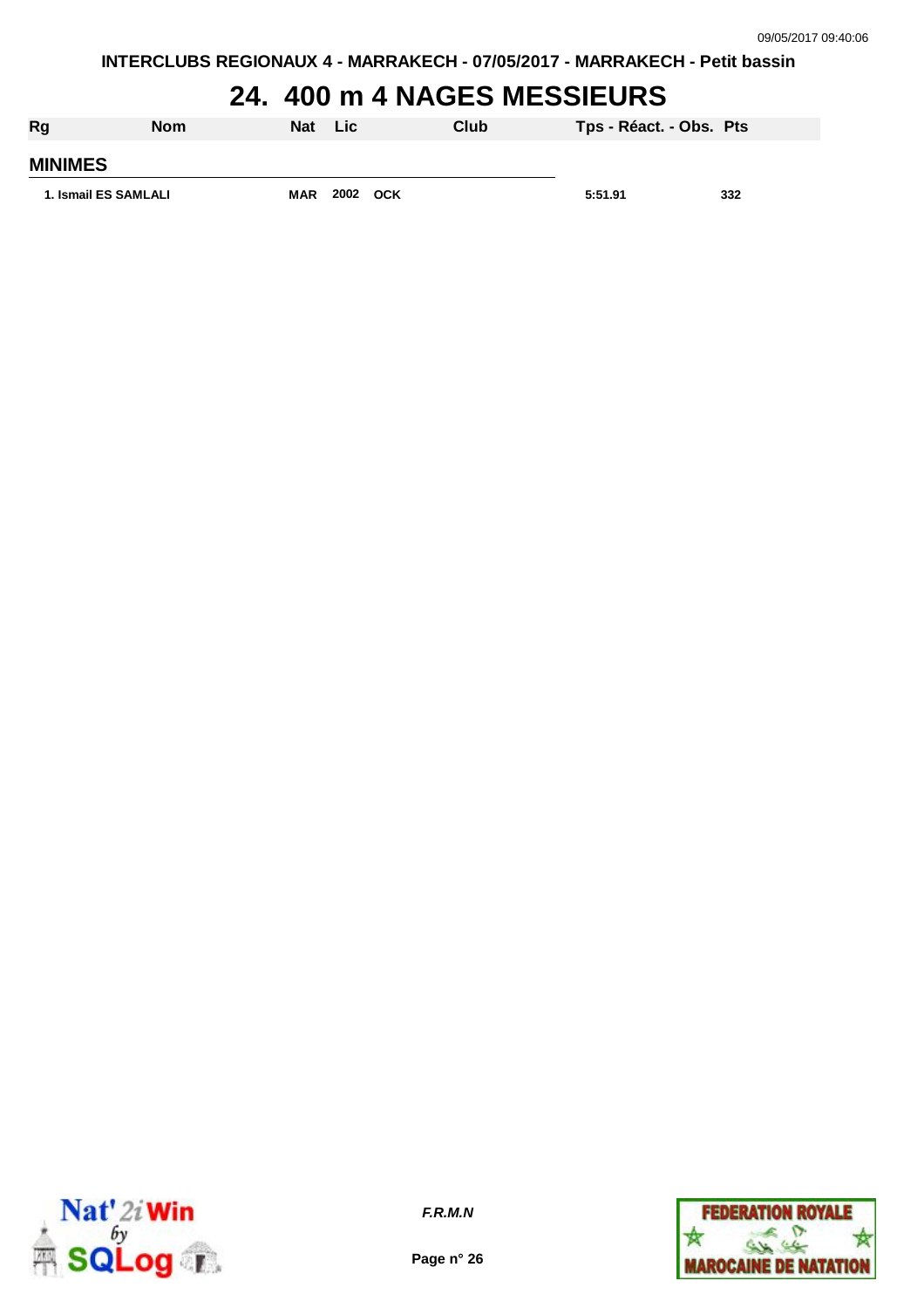# 24. 400 m 4 NAGES MESSIEURS

| Rg | Nom | Nat | Lic | Club | Tps - Réact. - Obs. | Pts |
|---|---|---|---|---|---|---|
| **MINIMES** | | | | | | |
| 1. | Ismail ES SAMLALI | MAR | 2002 | OCK | 5:51.91 | 332 |

*F.R.M.N*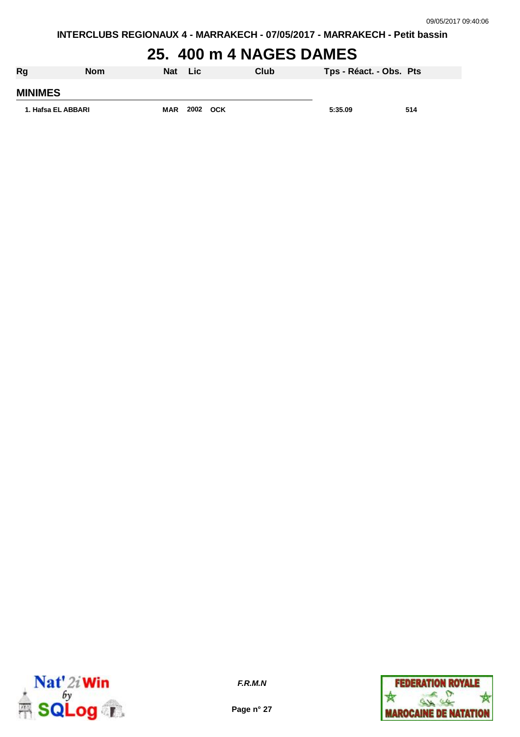# 25. 400 m 4 NAGES DAMES

| Rg | Nom | Nat | Lic | Club | Tps - Réact. - Obs. | Pts |
|---|---|---|---|---|---|---|
| **MINIMES** | | | | | | |
| 1. | Hafsa EL ABBARI | MAR | 2002 | OCK | 5:35.09 | 514 |

*F.R.M.N*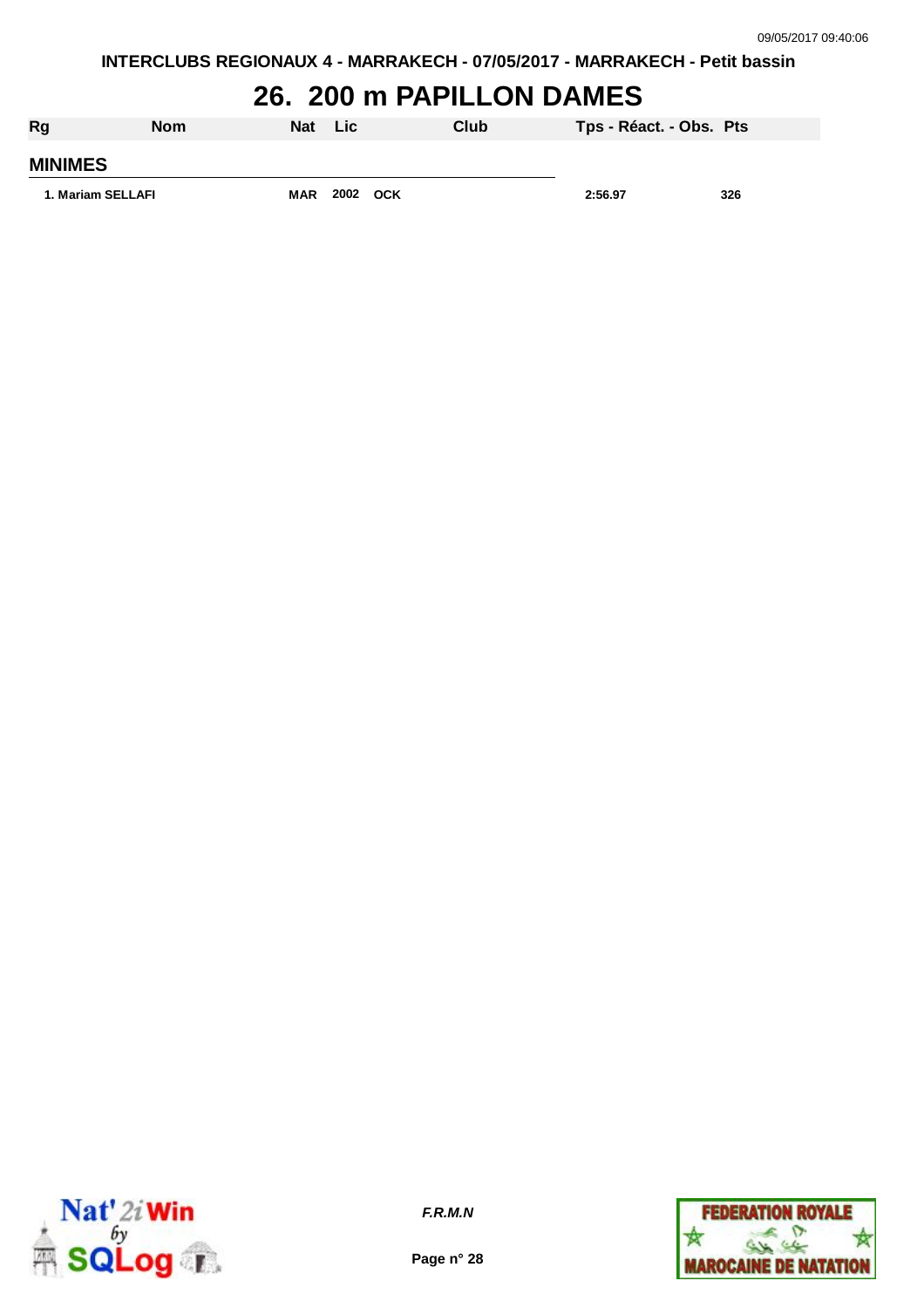# 26. 200 m PAPILLON DAMES

| Rg | Nom | Nat | Lic | Club | Tps - Réact. - Obs. | Pts |
|---|---|---|---|---|---|---|
| **MINIMES** | | | | | | |
| 1. | Mariam SELLAFI | MAR | 2002 | OCK | 2:56.97 | 326 |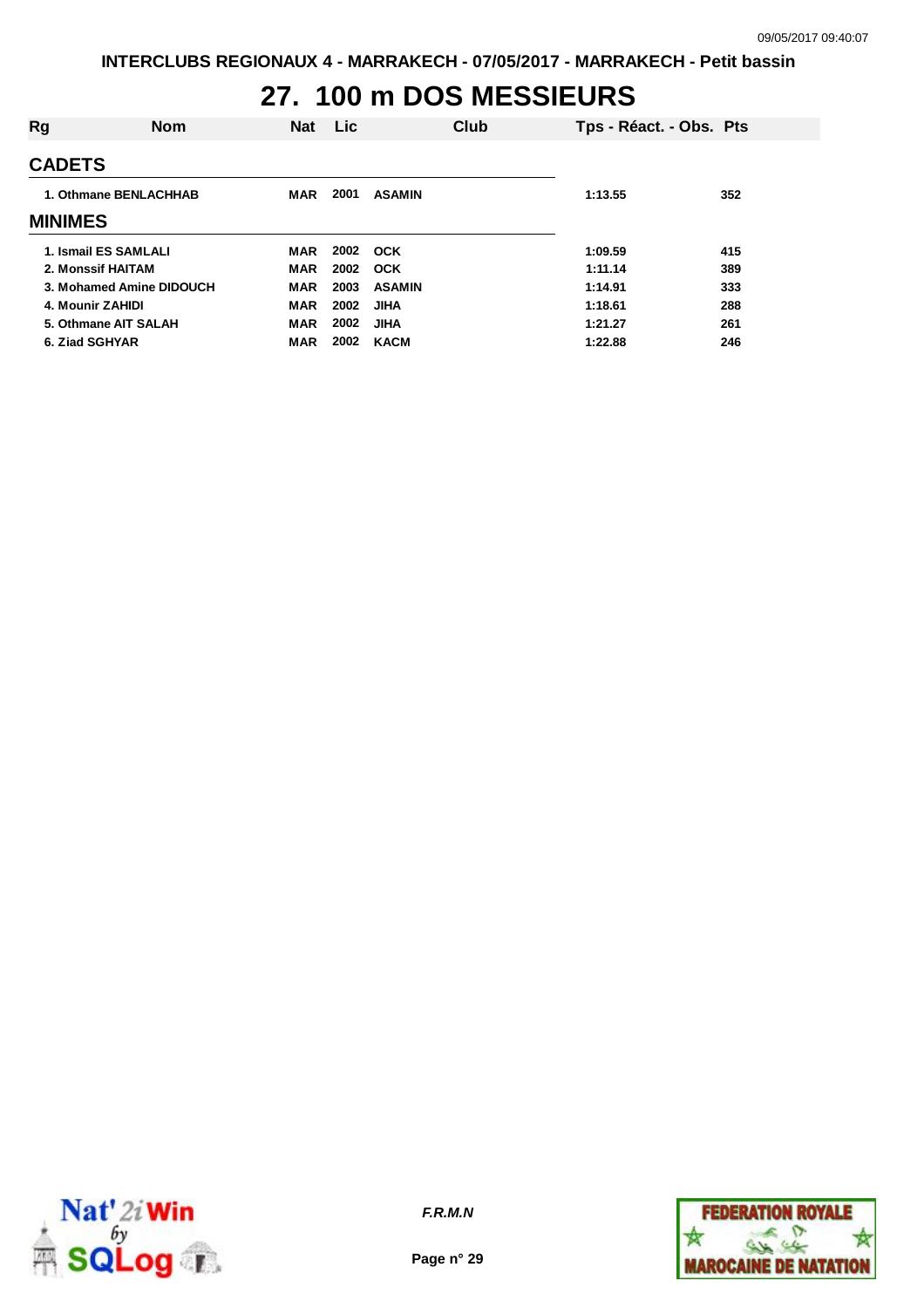# 27. 100 m DOS MESSIEURS

| Rg | Nom | Nat | Lic | Club | Tps - Réact. - Obs. | Pts |
|---|---|---|---|---|---|---|
| **CADETS** | | | | | | |
| 1. | Othmane BENLACHHAB | MAR | 2001 | ASAMIN | 1:13.55 | 352 |
| **MINIMES** | | | | | | |
| 1. | Ismail ES SAMLALI | MAR | 2002 | OCK | 1:09.59 | 415 |
| 2. | Monssif HAITAM | MAR | 2002 | OCK | 1:11.14 | 389 |
| 3. | Mohamed Amine DIDOUCH | MAR | 2003 | ASAMIN | 1:14.91 | 333 |
| 4. | Mounir ZAHIDI | MAR | 2002 | JIHA | 1:18.61 | 288 |
| 5. | Othmane AIT SALAH | MAR | 2002 | JIHA | 1:21.27 | 261 |
| 6. | Ziad SGHYAR | MAR | 2002 | KACM | 1:22.88 | 246 |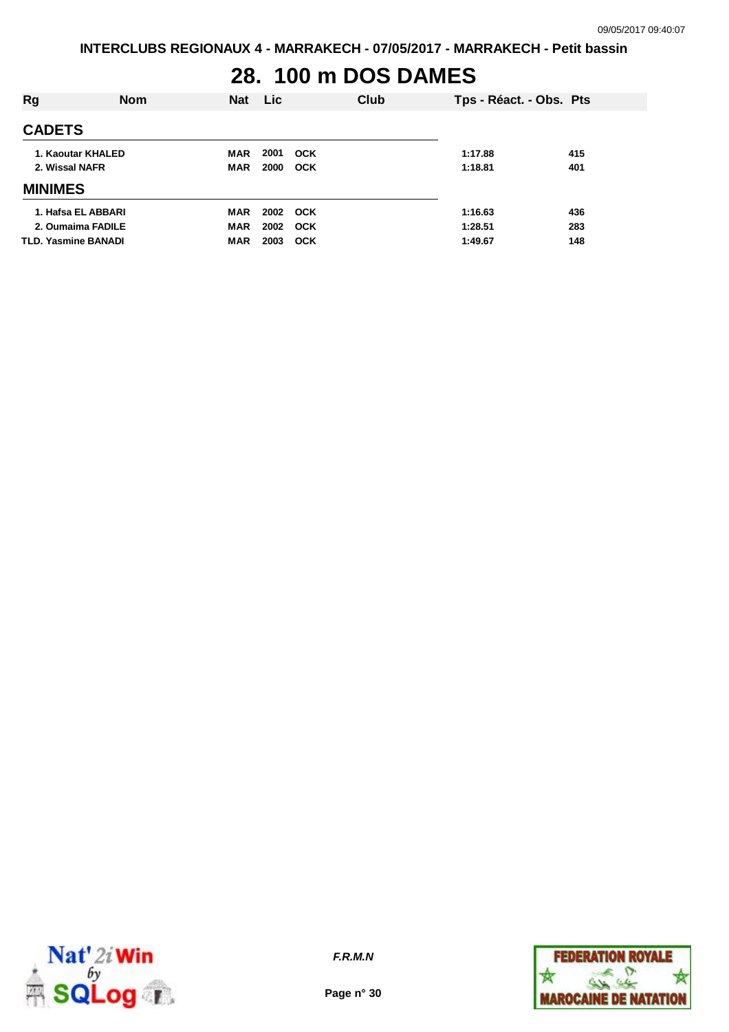# 28. 100 m DOS DAMES

| Rg | Nom | Nat | Lic | Club | Tps - Réact. - Obs. | Pts |
|---|---|---|---|---|---|---|
| **CADETS** | | | | | | |
| 1. | Kaoutar KHALED | MAR | 2001 | OCK | 1:17.88 | 415 |
| 2. | Wissal NAFR | MAR | 2000 | OCK | 1:18.81 | 401 |
| **MINIMES** | | | | | | |
| 1. | Hafsa EL ABBARI | MAR | 2002 | OCK | 1:16.63 | 436 |
| 2. | Oumaima FADILE | MAR | 2002 | OCK | 1:28.51 | 283 |
| TLD. | Yasmine BANADI | MAR | 2003 | OCK | 1:49.67 | 148 |

*F.R.M.N*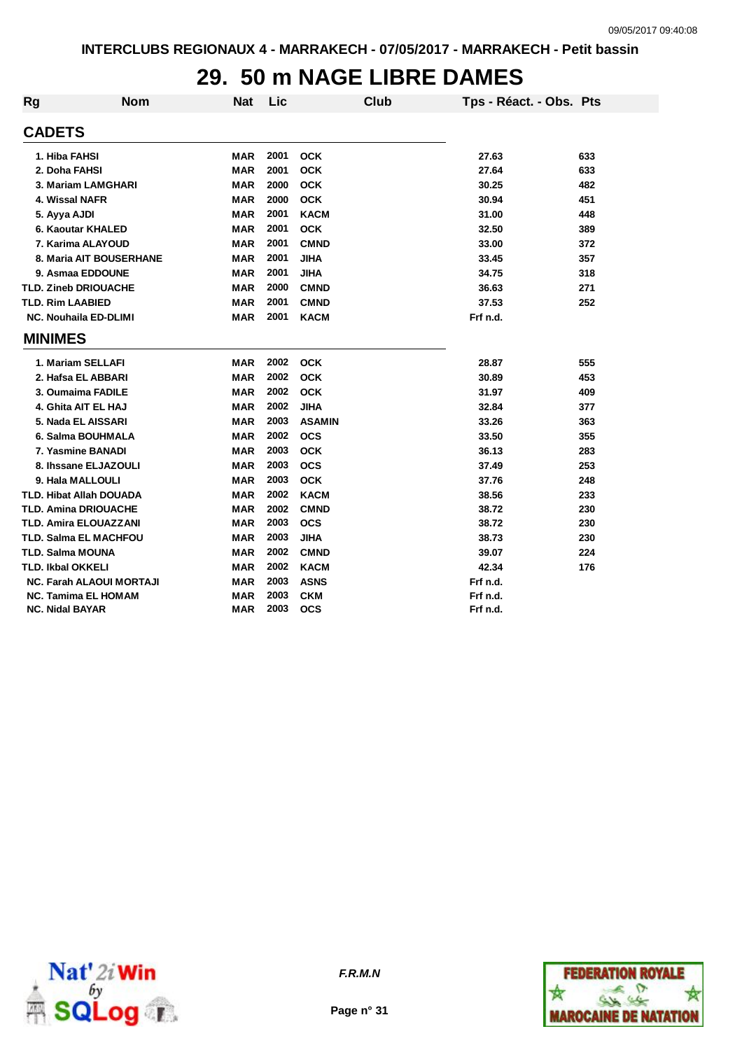INTERCLUBS REGIONAUX 4 - MARRAKECH - 07/05/2017 - MARRAKECH - Petit bassin

# 29. 50 m NAGE LIBRE DAMES

| Rg | Nom | Nat | Lic | Club | Tps - Réact. - Obs. | Pts |
|---|---|---|---|---|---|---|
| **CADETS** | | | | | | |
| 1. | Hiba FAHSI | MAR | 2001 | OCK | 27.63 | 633 |
| 2. | Doha FAHSI | MAR | 2001 | OCK | 27.64 | 633 |
| 3. | Mariam LAMGHARI | MAR | 2000 | OCK | 30.25 | 482 |
| 4. | Wissal NAFR | MAR | 2000 | OCK | 30.94 | 451 |
| 5. | Ayya AJDI | MAR | 2001 | KACM | 31.00 | 448 |
| 6. | Kaoutar KHALED | MAR | 2001 | OCK | 32.50 | 389 |
| 7. | Karima ALAYOUD | MAR | 2001 | CMND | 33.00 | 372 |
| 8. | Maria AIT BOUSERHANE | MAR | 2001 | JIHA | 33.45 | 357 |
| 9. | Asmaa EDDOUNE | MAR | 2001 | JIHA | 34.75 | 318 |
| TLD. | Zineb DRIOUACHE | MAR | 2000 | CMND | 36.63 | 271 |
| TLD. | Rim LAABIED | MAR | 2001 | CMND | 37.53 | 252 |
| NC. | Nouhaila ED-DLIMI | MAR | 2001 | KACM | Frf n.d. | |
| **MINIMES** | | | | | | |
| 1. | Mariam SELLAFI | MAR | 2002 | OCK | 28.87 | 555 |
| 2. | Hafsa EL ABBARI | MAR | 2002 | OCK | 30.89 | 453 |
| 3. | Oumaima FADILE | MAR | 2002 | OCK | 31.97 | 409 |
| 4. | Ghita AIT EL HAJ | MAR | 2002 | JIHA | 32.84 | 377 |
| 5. | Nada EL AISSARI | MAR | 2003 | ASAMIN | 33.26 | 363 |
| 6. | Salma BOUHMALA | MAR | 2002 | OCS | 33.50 | 355 |
| 7. | Yasmine BANADI | MAR | 2003 | OCK | 36.13 | 283 |
| 8. | Ihssane ELJAZOULI | MAR | 2003 | OCS | 37.49 | 253 |
| 9. | Hala MALLOULI | MAR | 2003 | OCK | 37.76 | 248 |
| TLD. | Hibat Allah DOUADA | MAR | 2002 | KACM | 38.56 | 233 |
| TLD. | Amina DRIOUACHE | MAR | 2002 | CMND | 38.72 | 230 |
| TLD. | Amira ELOUAZZANI | MAR | 2003 | OCS | 38.72 | 230 |
| TLD. | Salma EL MACHFOU | MAR | 2003 | JIHA | 38.73 | 230 |
| TLD. | Salma MOUNA | MAR | 2002 | CMND | 39.07 | 224 |
| TLD. | Ikbal OKKELI | MAR | 2002 | KACM | 42.34 | 176 |
| NC. | Farah ALAOUI MORTAJI | MAR | 2003 | ASNS | Frf n.d. | |
| NC. | Tamima EL HOMAM | MAR | 2003 | CKM | Frf n.d. | |
| NC. | Nidal BAYAR | MAR | 2003 | OCS | Frf n.d. | |

*F.R.M.N*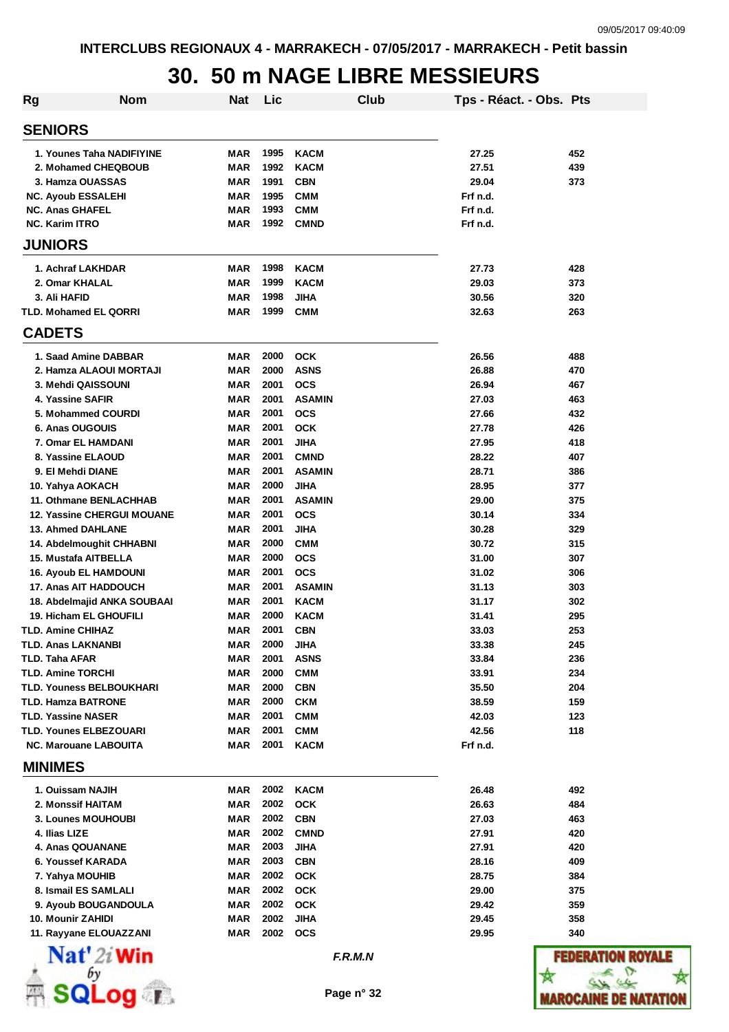# 30. 50 m NAGE LIBRE MESSIEURS

| Rg | Nom | Nat | Lic | Club | Tps - Réact. - Obs. | Pts |
|---|---|---|---|---|---|---|
| **SENIORS** | | | | | | |
| 1. | Younes Taha NADIFIYINE | MAR | 1995 | KACM | 27.25 | 452 |
| 2. | Mohamed CHEQBOUB | MAR | 1992 | KACM | 27.51 | 439 |
| 3. | Hamza OUASSAS | MAR | 1991 | CBN | 29.04 | 373 |
| NC. | Ayoub ESSALEHI | MAR | 1995 | CMM | Frf n.d. | |
| NC. | Anas GHAFEL | MAR | 1993 | CMM | Frf n.d. | |
| NC. | Karim ITRO | MAR | 1992 | CMND | Frf n.d. | |
| **JUNIORS** | | | | | | |
| 1. | Achraf LAKHDAR | MAR | 1998 | KACM | 27.73 | 428 |
| 2. | Omar KHALAL | MAR | 1999 | KACM | 29.03 | 373 |
| 3. | Ali HAFID | MAR | 1998 | JIHA | 30.56 | 320 |
| TLD. | Mohamed EL QORRI | MAR | 1999 | CMM | 32.63 | 263 |
| **CADETS** | | | | | | |
| 1. | Saad Amine DABBAR | MAR | 2000 | OCK | 26.56 | 488 |
| 2. | Hamza ALAOUI MORTAJI | MAR | 2000 | ASNS | 26.88 | 470 |
| 3. | Mehdi QAISSOUNI | MAR | 2001 | OCS | 26.94 | 467 |
| 4. | Yassine SAFIR | MAR | 2001 | ASAMIN | 27.03 | 463 |
| 5. | Mohammed COURDI | MAR | 2001 | OCS | 27.66 | 432 |
| 6. | Anas OUGOUIS | MAR | 2001 | OCK | 27.78 | 426 |
| 7. | Omar EL HAMDANI | MAR | 2001 | JIHA | 27.95 | 418 |
| 8. | Yassine ELAOUD | MAR | 2001 | CMND | 28.22 | 407 |
| 9. | El Mehdi DIANE | MAR | 2001 | ASAMIN | 28.71 | 386 |
| 10. | Yahya AOKACH | MAR | 2000 | JIHA | 28.95 | 377 |
| 11. | Othmane BENLACHHAB | MAR | 2001 | ASAMIN | 29.00 | 375 |
| 12. | Yassine CHERGUI MOUANE | MAR | 2001 | OCS | 30.14 | 334 |
| 13. | Ahmed DAHLANE | MAR | 2001 | JIHA | 30.28 | 329 |
| 14. | Abdelmoughit CHHABNI | MAR | 2000 | CMM | 30.72 | 315 |
| 15. | Mustafa AITBELLA | MAR | 2000 | OCS | 31.00 | 307 |
| 16. | Ayoub EL HAMDOUNI | MAR | 2001 | OCS | 31.02 | 306 |
| 17. | Anas AIT HADDOUCH | MAR | 2001 | ASAMIN | 31.13 | 303 |
| 18. | Abdelmajid ANKA SOUBAAI | MAR | 2001 | KACM | 31.17 | 302 |
| 19. | Hicham EL GHOUFILI | MAR | 2000 | KACM | 31.41 | 295 |
| TLD. | Amine CHIHAZ | MAR | 2001 | CBN | 33.03 | 253 |
| TLD. | Anas LAKNANBI | MAR | 2000 | JIHA | 33.38 | 245 |
| TLD. | Taha AFAR | MAR | 2001 | ASNS | 33.84 | 236 |
| TLD. | Amine TORCHI | MAR | 2000 | CMM | 33.91 | 234 |
| TLD. | Youness BELBOUKHARI | MAR | 2000 | CBN | 35.50 | 204 |
| TLD. | Hamza BATRONE | MAR | 2000 | CKM | 38.59 | 159 |
| TLD. | Yassine NASER | MAR | 2001 | CMM | 42.03 | 123 |
| TLD. | Younes ELBEZOUARI | MAR | 2001 | CMM | 42.56 | 118 |
| NC. | Marouane LABOUITA | MAR | 2001 | KACM | Frf n.d. | |
| **MINIMES** | | | | | | |
| 1. | Ouissam NAJIH | MAR | 2002 | KACM | 26.48 | 492 |
| 2. | Monssif HAITAM | MAR | 2002 | OCK | 26.63 | 484 |
| 3. | Lounes MOUHOUBI | MAR | 2002 | CBN | 27.03 | 463 |
| 4. | Ilias LIZE | MAR | 2002 | CMND | 27.91 | 420 |
| 4. | Anas QOUANANE | MAR | 2003 | JIHA | 27.91 | 420 |
| 6. | Youssef KARADA | MAR | 2003 | CBN | 28.16 | 409 |
| 7. | Yahya MOUHIB | MAR | 2002 | OCK | 28.75 | 384 |
| 8. | Ismail ES SAMLALI | MAR | 2002 | OCK | 29.00 | 375 |
| 9. | Ayoub BOUGANDOULA | MAR | 2002 | OCK | 29.42 | 359 |
| 10. | Mounir ZAHIDI | MAR | 2002 | JIHA | 29.45 | 358 |
| 11. | Rayyane ELOUAZZANI | MAR | 2002 | OCS | 29.95 | 340 |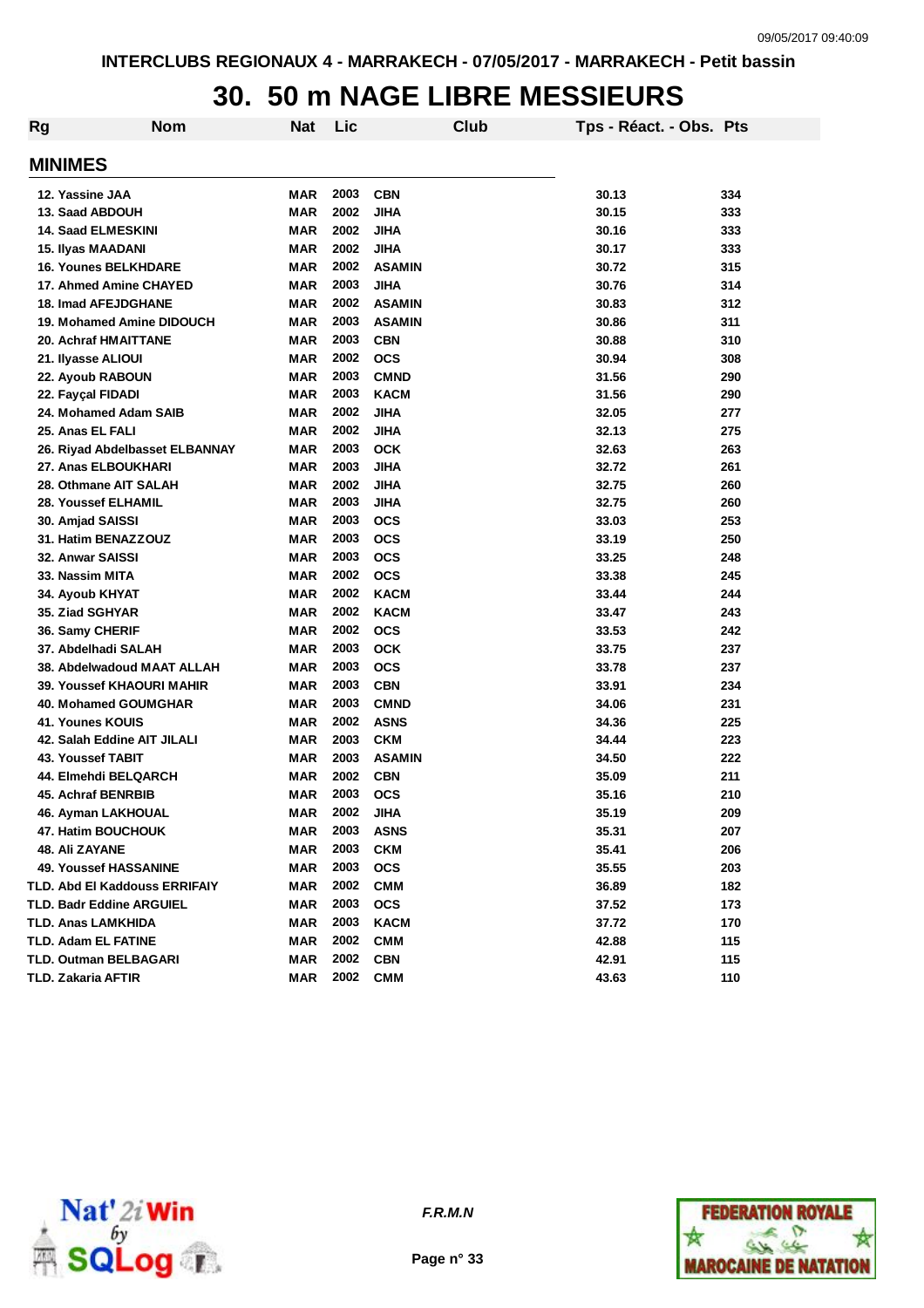INTERCLUBS REGIONAUX 4 - MARRAKECH - 07/05/2017 - MARRAKECH - Petit bassin

# 30. 50 m NAGE LIBRE MESSIEURS

## MINIMES

| Rg | Nom | Nat | Lic | Club | Tps - Réact. - Obs. | Pts |
|---|---|---|---|---|---|---|
| 12. | Yassine JAA | MAR | 2003 | CBN | 30.13 | 334 |
| 13. | Saad ABDOUH | MAR | 2002 | JIHA | 30.15 | 333 |
| 14. | Saad ELMESKINI | MAR | 2002 | JIHA | 30.16 | 333 |
| 15. | Ilyas MAADANI | MAR | 2002 | JIHA | 30.17 | 333 |
| 16. | Younes BELKHDARE | MAR | 2002 | ASAMIN | 30.72 | 315 |
| 17. | Ahmed Amine CHAYED | MAR | 2003 | JIHA | 30.76 | 314 |
| 18. | Imad AFEJDGHANE | MAR | 2002 | ASAMIN | 30.83 | 312 |
| 19. | Mohamed Amine DIDOUCH | MAR | 2003 | ASAMIN | 30.86 | 311 |
| 20. | Achraf HMAITTANE | MAR | 2003 | CBN | 30.88 | 310 |
| 21. | Ilyasse ALIOUI | MAR | 2002 | OCS | 30.94 | 308 |
| 22. | Ayoub RABOUN | MAR | 2003 | CMND | 31.56 | 290 |
| 22. | Fayçal FIDADI | MAR | 2003 | KACM | 31.56 | 290 |
| 24. | Mohamed Adam SAIB | MAR | 2002 | JIHA | 32.05 | 277 |
| 25. | Anas EL FALI | MAR | 2002 | JIHA | 32.13 | 275 |
| 26. | Riyad Abdelbasset ELBANNAY | MAR | 2003 | OCK | 32.63 | 263 |
| 27. | Anas ELBOUKHARI | MAR | 2003 | JIHA | 32.72 | 261 |
| 28. | Othmane AIT SALAH | MAR | 2002 | JIHA | 32.75 | 260 |
| 28. | Youssef ELHAMIL | MAR | 2003 | JIHA | 32.75 | 260 |
| 30. | Amjad SAISSI | MAR | 2003 | OCS | 33.03 | 253 |
| 31. | Hatim BENAZZOUZ | MAR | 2003 | OCS | 33.19 | 250 |
| 32. | Anwar SAISSI | MAR | 2003 | OCS | 33.25 | 248 |
| 33. | Nassim MITA | MAR | 2002 | OCS | 33.38 | 245 |
| 34. | Ayoub KHYAT | MAR | 2002 | KACM | 33.44 | 244 |
| 35. | Ziad SGHYAR | MAR | 2002 | KACM | 33.47 | 243 |
| 36. | Samy CHERIF | MAR | 2002 | OCS | 33.53 | 242 |
| 37. | Abdelhadi SALAH | MAR | 2003 | OCK | 33.75 | 237 |
| 38. | Abdelwadoud MAAT ALLAH | MAR | 2003 | OCS | 33.78 | 237 |
| 39. | Youssef KHAOURI MAHIR | MAR | 2003 | CBN | 33.91 | 234 |
| 40. | Mohamed GOUMGHAR | MAR | 2003 | CMND | 34.06 | 231 |
| 41. | Younes KOUIS | MAR | 2002 | ASNS | 34.36 | 225 |
| 42. | Salah Eddine AIT JILALI | MAR | 2003 | CKM | 34.44 | 223 |
| 43. | Youssef TABIT | MAR | 2003 | ASAMIN | 34.50 | 222 |
| 44. | Elmehdi BELQARCH | MAR | 2002 | CBN | 35.09 | 211 |
| 45. | Achraf BENRBIB | MAR | 2003 | OCS | 35.16 | 210 |
| 46. | Ayman LAKHOUAL | MAR | 2002 | JIHA | 35.19 | 209 |
| 47. | Hatim BOUCHOUK | MAR | 2003 | ASNS | 35.31 | 207 |
| 48. | Ali ZAYANE | MAR | 2003 | CKM | 35.41 | 206 |
| 49. | Youssef HASSANINE | MAR | 2003 | OCS | 35.55 | 203 |
| TLD. | Abd El Kaddouss ERRIFAIY | MAR | 2002 | CMM | 36.89 | 182 |
| TLD. | Badr Eddine ARGUIEL | MAR | 2003 | OCS | 37.52 | 173 |
| TLD. | Anas LAMKHIDA | MAR | 2003 | KACM | 37.72 | 170 |
| TLD. | Adam EL FATINE | MAR | 2002 | CMM | 42.88 | 115 |
| TLD. | Outman BELBAGARI | MAR | 2002 | CBN | 42.91 | 115 |
| TLD. | Zakaria AFTIR | MAR | 2002 | CMM | 43.63 | 110 |